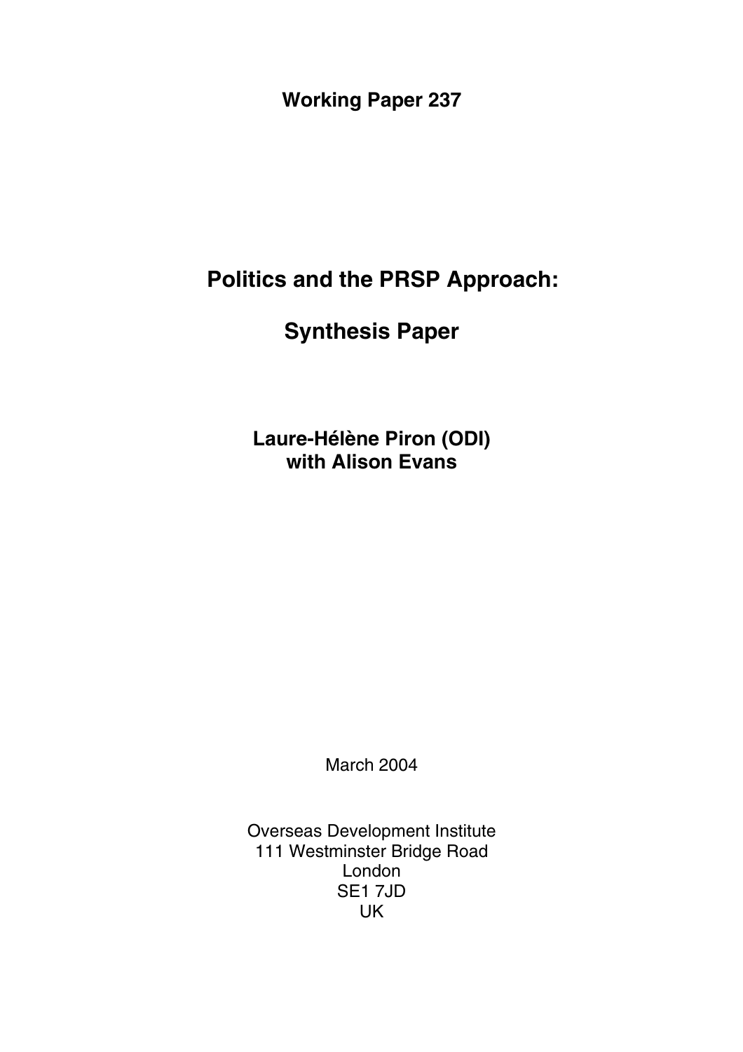**Working Paper 237**

# Politics and the PRSP Approach:

# Synthesis Paper

**Laure-Hélène Piron (ODI)**
**with Alison Evans**

March 2004

Overseas Development Institute
111 Westminster Bridge Road
London
SE1 7JD
UK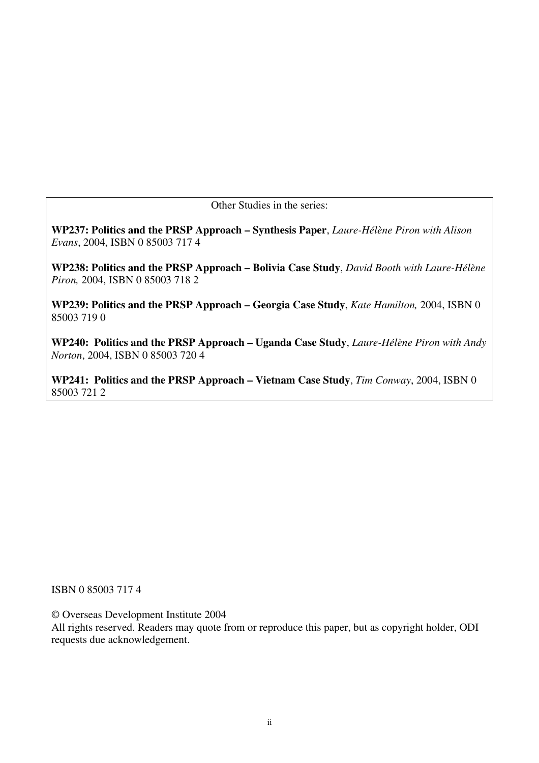Other Studies in the series:

**WP237: Politics and the PRSP Approach – Synthesis Paper**, *Laure-Hélène Piron with Alison Evans*, 2004, ISBN 0 85003 717 4

**WP238: Politics and the PRSP Approach – Bolivia Case Study**, *David Booth with Laure-Hélène Piron,* 2004, ISBN 0 85003 718 2

**WP239: Politics and the PRSP Approach – Georgia Case Study**, *Kate Hamilton,* 2004, ISBN 0 85003 719 0

**WP240: Politics and the PRSP Approach – Uganda Case Study**, *Laure-Hélène Piron with Andy Norton*, 2004, ISBN 0 85003 720 4

**WP241: Politics and the PRSP Approach – Vietnam Case Study**, *Tim Conway*, 2004, ISBN 0 85003 721 2

ISBN 0 85003 717 4

© Overseas Development Institute 2004
All rights reserved. Readers may quote from or reproduce this paper, but as copyright holder, ODI requests due acknowledgement.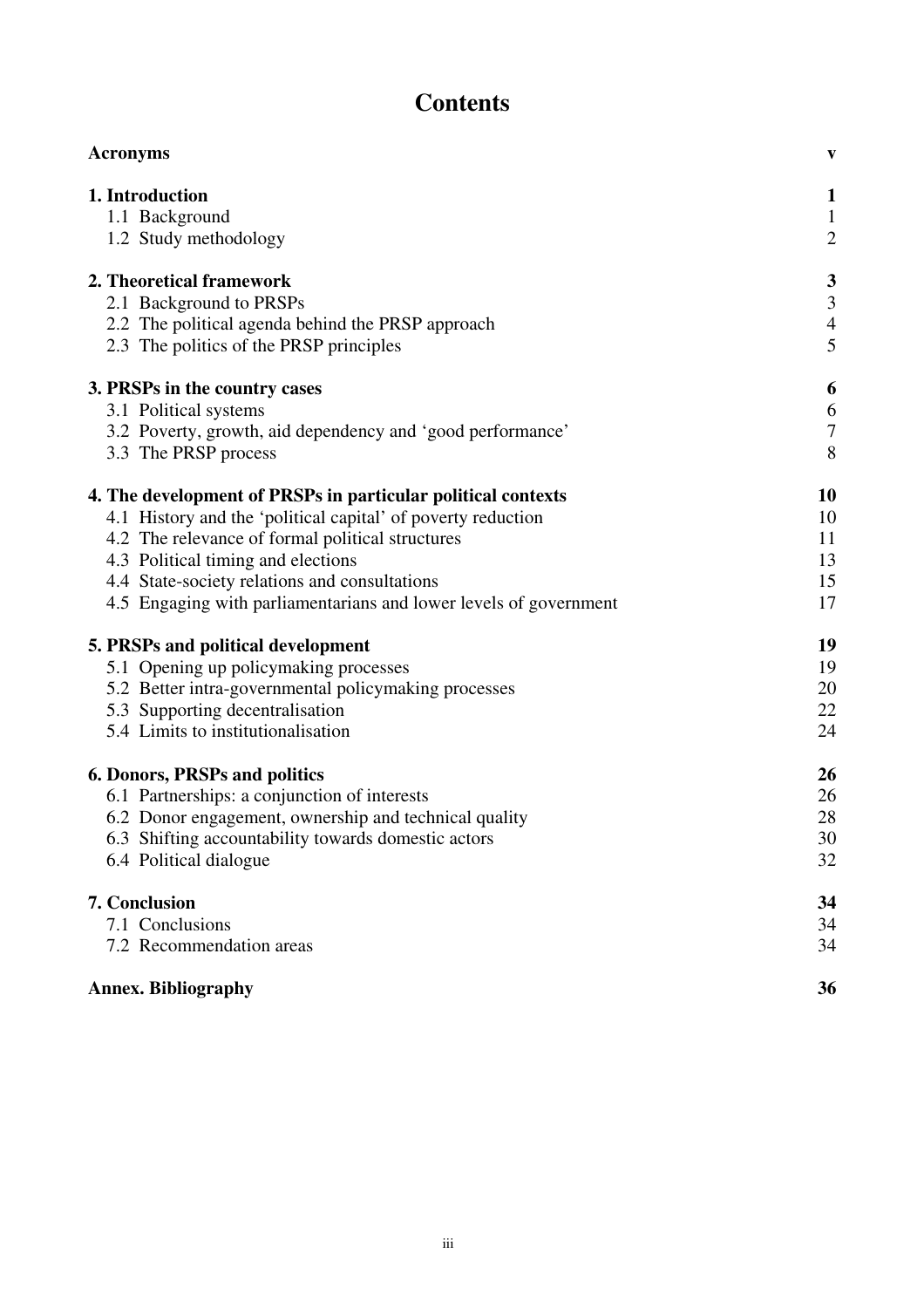# Contents

| | |
|---|---|
| **Acronyms** | **v** |
| **1. Introduction** | **1** |
| 1.1 Background | 1 |
| 1.2 Study methodology | 2 |
| **2. Theoretical framework** | **3** |
| 2.1 Background to PRSPs | 3 |
| 2.2 The political agenda behind the PRSP approach | 4 |
| 2.3 The politics of the PRSP principles | 5 |
| **3. PRSPs in the country cases** | **6** |
| 3.1 Political systems | 6 |
| 3.2 Poverty, growth, aid dependency and 'good performance' | 7 |
| 3.3 The PRSP process | 8 |
| **4. The development of PRSPs in particular political contexts** | **10** |
| 4.1 History and the 'political capital' of poverty reduction | 10 |
| 4.2 The relevance of formal political structures | 11 |
| 4.3 Political timing and elections | 13 |
| 4.4 State-society relations and consultations | 15 |
| 4.5 Engaging with parliamentarians and lower levels of government | 17 |
| **5. PRSPs and political development** | **19** |
| 5.1 Opening up policymaking processes | 19 |
| 5.2 Better intra-governmental policymaking processes | 20 |
| 5.3 Supporting decentralisation | 22 |
| 5.4 Limits to institutionalisation | 24 |
| **6. Donors, PRSPs and politics** | **26** |
| 6.1 Partnerships: a conjunction of interests | 26 |
| 6.2 Donor engagement, ownership and technical quality | 28 |
| 6.3 Shifting accountability towards domestic actors | 30 |
| 6.4 Political dialogue | 32 |
| **7. Conclusion** | **34** |
| 7.1 Conclusions | 34 |
| 7.2 Recommendation areas | 34 |
| **Annex. Bibliography** | **36** |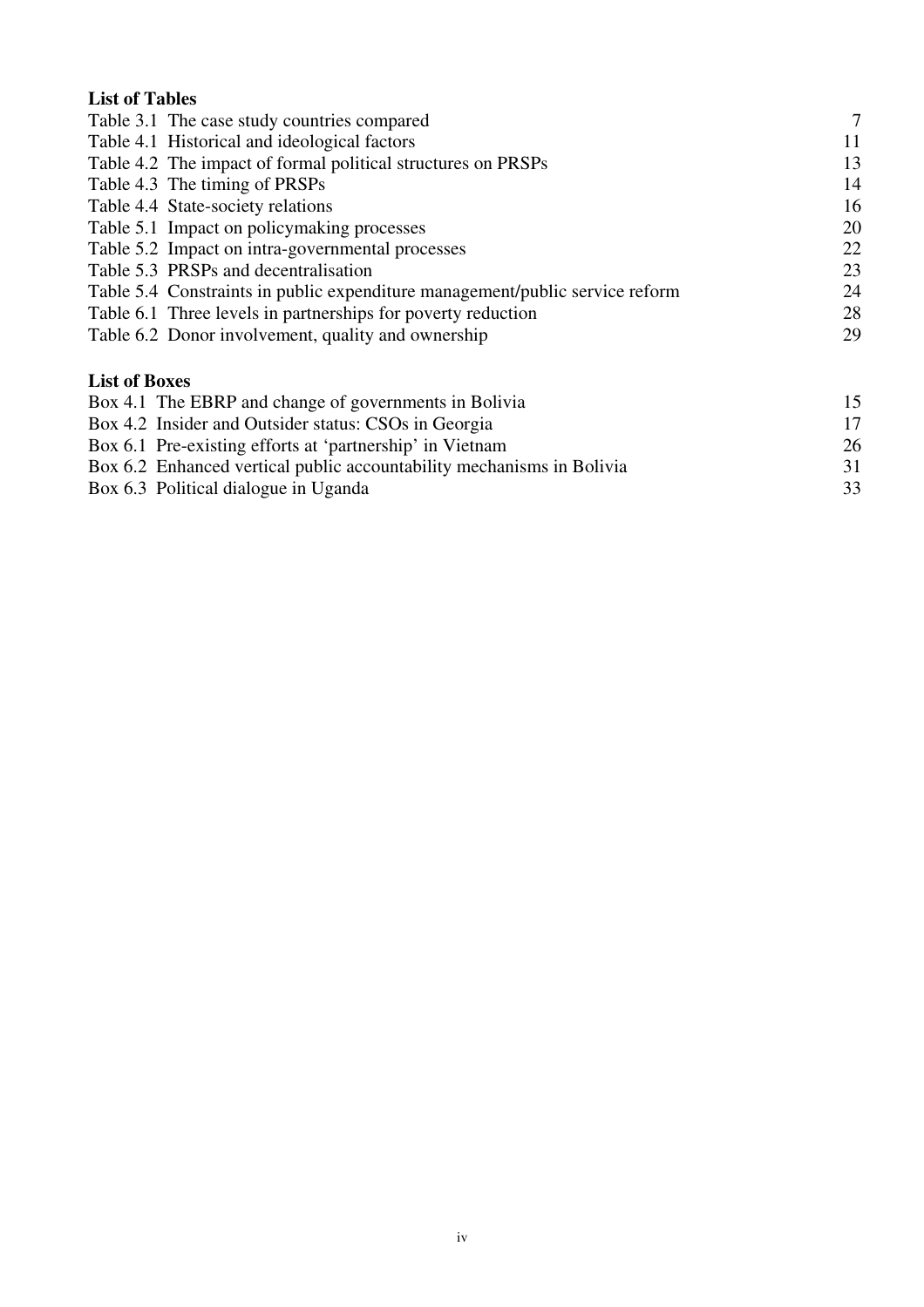**List of Tables**

| | |
|---|---|
| Table 3.1 The case study countries compared | 7 |
| Table 4.1 Historical and ideological factors | 11 |
| Table 4.2 The impact of formal political structures on PRSPs | 13 |
| Table 4.3 The timing of PRSPs | 14 |
| Table 4.4 State-society relations | 16 |
| Table 5.1 Impact on policymaking processes | 20 |
| Table 5.2 Impact on intra-governmental processes | 22 |
| Table 5.3 PRSPs and decentralisation | 23 |
| Table 5.4 Constraints in public expenditure management/public service reform | 24 |
| Table 6.1 Three levels in partnerships for poverty reduction | 28 |
| Table 6.2 Donor involvement, quality and ownership | 29 |

**List of Boxes**

| | |
|---|---|
| Box 4.1 The EBRP and change of governments in Bolivia | 15 |
| Box 4.2 Insider and Outsider status: CSOs in Georgia | 17 |
| Box 6.1 Pre-existing efforts at 'partnership' in Vietnam | 26 |
| Box 6.2 Enhanced vertical public accountability mechanisms in Bolivia | 31 |
| Box 6.3 Political dialogue in Uganda | 33 |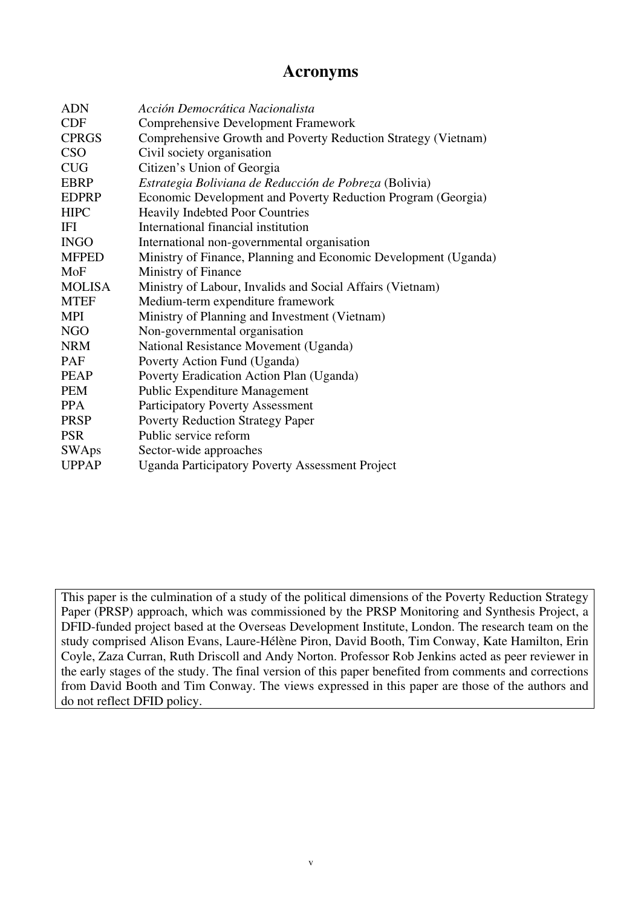# Acronyms

| | |
|---|---|
| ADN | *Acción Democrática Nacionalista* |
| CDF | Comprehensive Development Framework |
| CPRGS | Comprehensive Growth and Poverty Reduction Strategy (Vietnam) |
| CSO | Civil society organisation |
| CUG | Citizen's Union of Georgia |
| EBRP | *Estrategia Boliviana de Reducción de Pobreza* (Bolivia) |
| EDPRP | Economic Development and Poverty Reduction Program (Georgia) |
| HIPC | Heavily Indebted Poor Countries |
| IFI | International financial institution |
| INGO | International non-governmental organisation |
| MFPED | Ministry of Finance, Planning and Economic Development (Uganda) |
| MoF | Ministry of Finance |
| MOLISA | Ministry of Labour, Invalids and Social Affairs (Vietnam) |
| MTEF | Medium-term expenditure framework |
| MPI | Ministry of Planning and Investment (Vietnam) |
| NGO | Non-governmental organisation |
| NRM | National Resistance Movement (Uganda) |
| PAF | Poverty Action Fund (Uganda) |
| PEAP | Poverty Eradication Action Plan (Uganda) |
| PEM | Public Expenditure Management |
| PPA | Participatory Poverty Assessment |
| PRSP | Poverty Reduction Strategy Paper |
| PSR | Public service reform |
| SWAps | Sector-wide approaches |
| UPPAP | Uganda Participatory Poverty Assessment Project |

This paper is the culmination of a study of the political dimensions of the Poverty Reduction Strategy Paper (PRSP) approach, which was commissioned by the PRSP Monitoring and Synthesis Project, a DFID-funded project based at the Overseas Development Institute, London. The research team on the study comprised Alison Evans, Laure-Hélène Piron, David Booth, Tim Conway, Kate Hamilton, Erin Coyle, Zaza Curran, Ruth Driscoll and Andy Norton. Professor Rob Jenkins acted as peer reviewer in the early stages of the study. The final version of this paper benefited from comments and corrections from David Booth and Tim Conway. The views expressed in this paper are those of the authors and do not reflect DFID policy.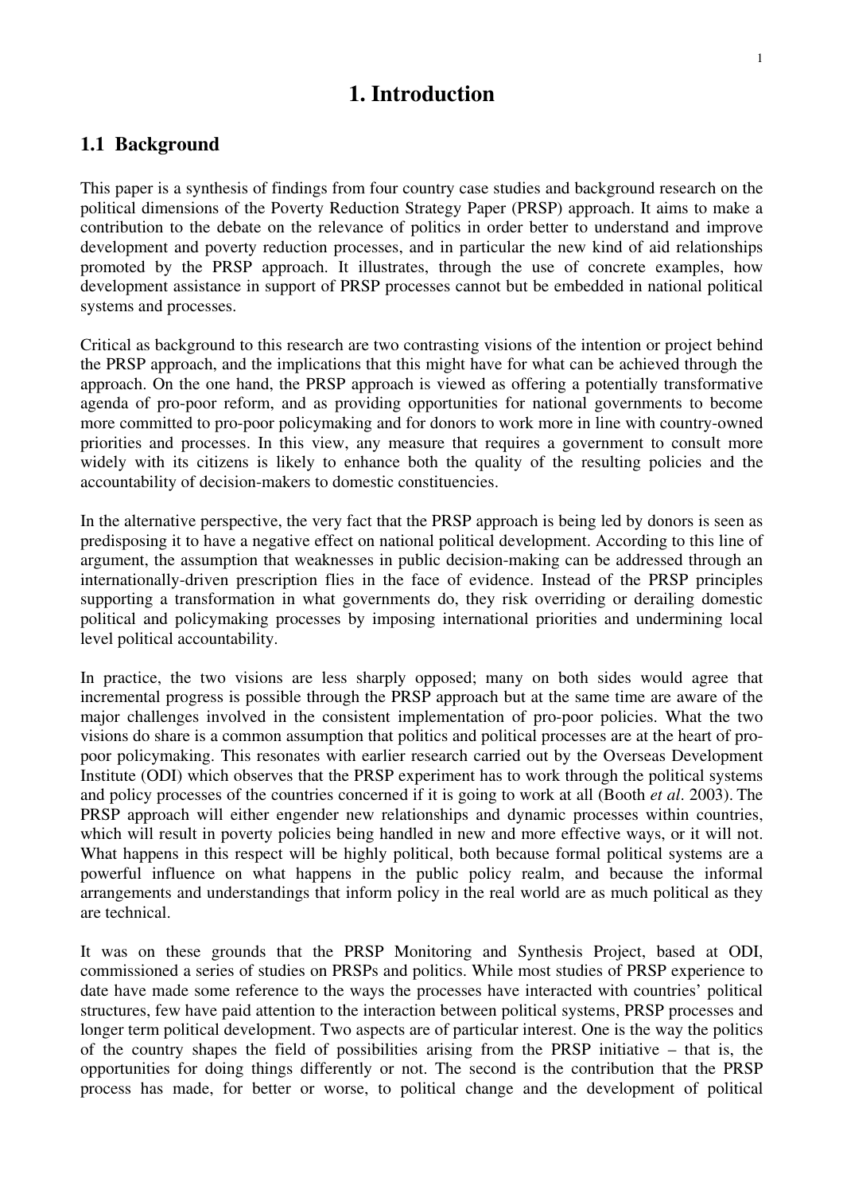# 1. Introduction

## 1.1 Background

This paper is a synthesis of findings from four country case studies and background research on the political dimensions of the Poverty Reduction Strategy Paper (PRSP) approach. It aims to make a contribution to the debate on the relevance of politics in order better to understand and improve development and poverty reduction processes, and in particular the new kind of aid relationships promoted by the PRSP approach. It illustrates, through the use of concrete examples, how development assistance in support of PRSP processes cannot but be embedded in national political systems and processes.

Critical as background to this research are two contrasting visions of the intention or project behind the PRSP approach, and the implications that this might have for what can be achieved through the approach. On the one hand, the PRSP approach is viewed as offering a potentially transformative agenda of pro-poor reform, and as providing opportunities for national governments to become more committed to pro-poor policymaking and for donors to work more in line with country-owned priorities and processes. In this view, any measure that requires a government to consult more widely with its citizens is likely to enhance both the quality of the resulting policies and the accountability of decision-makers to domestic constituencies.

In the alternative perspective, the very fact that the PRSP approach is being led by donors is seen as predisposing it to have a negative effect on national political development. According to this line of argument, the assumption that weaknesses in public decision-making can be addressed through an internationally-driven prescription flies in the face of evidence. Instead of the PRSP principles supporting a transformation in what governments do, they risk overriding or derailing domestic political and policymaking processes by imposing international priorities and undermining local level political accountability.

In practice, the two visions are less sharply opposed; many on both sides would agree that incremental progress is possible through the PRSP approach but at the same time are aware of the major challenges involved in the consistent implementation of pro-poor policies. What the two visions do share is a common assumption that politics and political processes are at the heart of pro-poor policymaking. This resonates with earlier research carried out by the Overseas Development Institute (ODI) which observes that the PRSP experiment has to work through the political systems and policy processes of the countries concerned if it is going to work at all (Booth *et al*. 2003). The PRSP approach will either engender new relationships and dynamic processes within countries, which will result in poverty policies being handled in new and more effective ways, or it will not. What happens in this respect will be highly political, both because formal political systems are a powerful influence on what happens in the public policy realm, and because the informal arrangements and understandings that inform policy in the real world are as much political as they are technical.

It was on these grounds that the PRSP Monitoring and Synthesis Project, based at ODI, commissioned a series of studies on PRSPs and politics. While most studies of PRSP experience to date have made some reference to the ways the processes have interacted with countries' political structures, few have paid attention to the interaction between political systems, PRSP processes and longer term political development. Two aspects are of particular interest. One is the way the politics of the country shapes the field of possibilities arising from the PRSP initiative – that is, the opportunities for doing things differently or not. The second is the contribution that the PRSP process has made, for better or worse, to political change and the development of political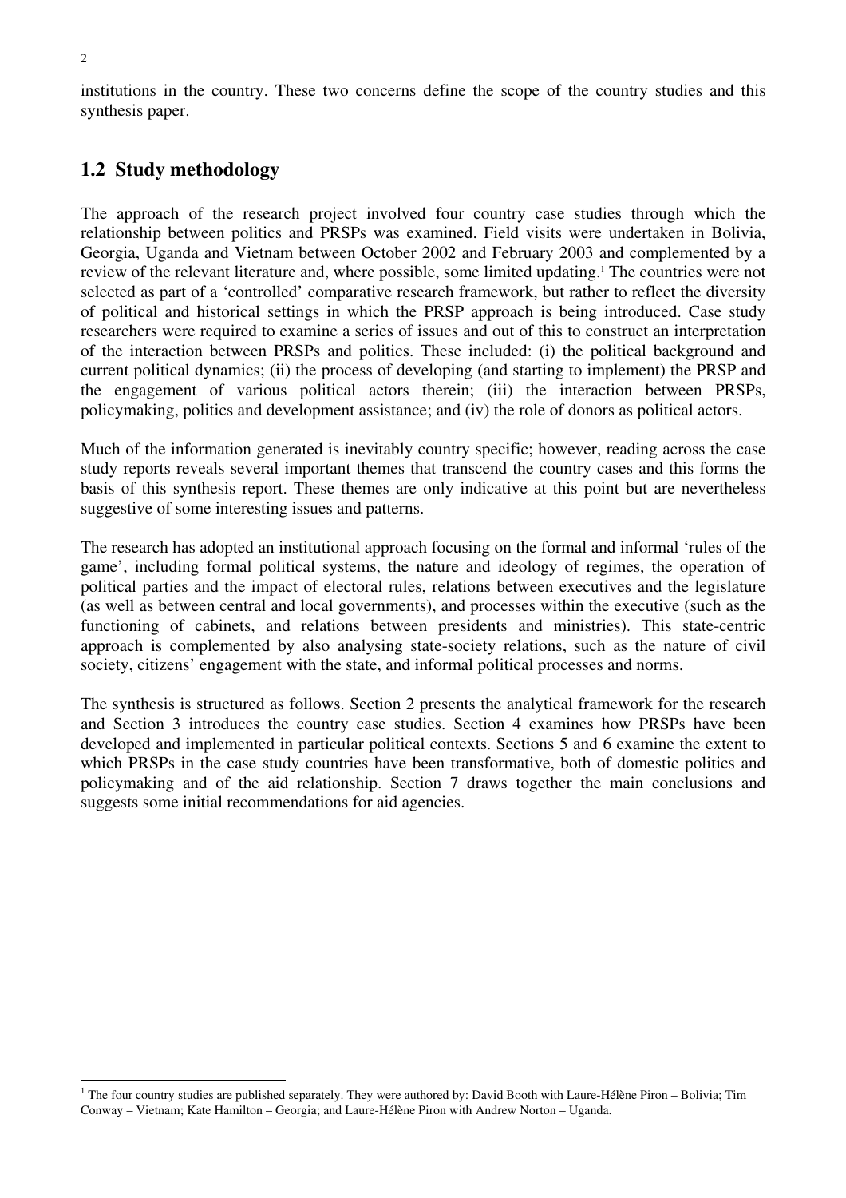institutions in the country. These two concerns define the scope of the country studies and this synthesis paper.

## 1.2 Study methodology

The approach of the research project involved four country case studies through which the relationship between politics and PRSPs was examined. Field visits were undertaken in Bolivia, Georgia, Uganda and Vietnam between October 2002 and February 2003 and complemented by a review of the relevant literature and, where possible, some limited updating.[1] The countries were not selected as part of a 'controlled' comparative research framework, but rather to reflect the diversity of political and historical settings in which the PRSP approach is being introduced. Case study researchers were required to examine a series of issues and out of this to construct an interpretation of the interaction between PRSPs and politics. These included: (i) the political background and current political dynamics; (ii) the process of developing (and starting to implement) the PRSP and the engagement of various political actors therein; (iii) the interaction between PRSPs, policymaking, politics and development assistance; and (iv) the role of donors as political actors.

Much of the information generated is inevitably country specific; however, reading across the case study reports reveals several important themes that transcend the country cases and this forms the basis of this synthesis report. These themes are only indicative at this point but are nevertheless suggestive of some interesting issues and patterns.

The research has adopted an institutional approach focusing on the formal and informal 'rules of the game', including formal political systems, the nature and ideology of regimes, the operation of political parties and the impact of electoral rules, relations between executives and the legislature (as well as between central and local governments), and processes within the executive (such as the functioning of cabinets, and relations between presidents and ministries). This state-centric approach is complemented by also analysing state-society relations, such as the nature of civil society, citizens' engagement with the state, and informal political processes and norms.

The synthesis is structured as follows. Section 2 presents the analytical framework for the research and Section 3 introduces the country case studies. Section 4 examines how PRSPs have been developed and implemented in particular political contexts. Sections 5 and 6 examine the extent to which PRSPs in the case study countries have been transformative, both of domestic politics and policymaking and of the aid relationship. Section 7 draws together the main conclusions and suggests some initial recommendations for aid agencies.

---

[1] The four country studies are published separately. They were authored by: David Booth with Laure-Hélène Piron – Bolivia; Tim Conway – Vietnam; Kate Hamilton – Georgia; and Laure-Hélène Piron with Andrew Norton – Uganda.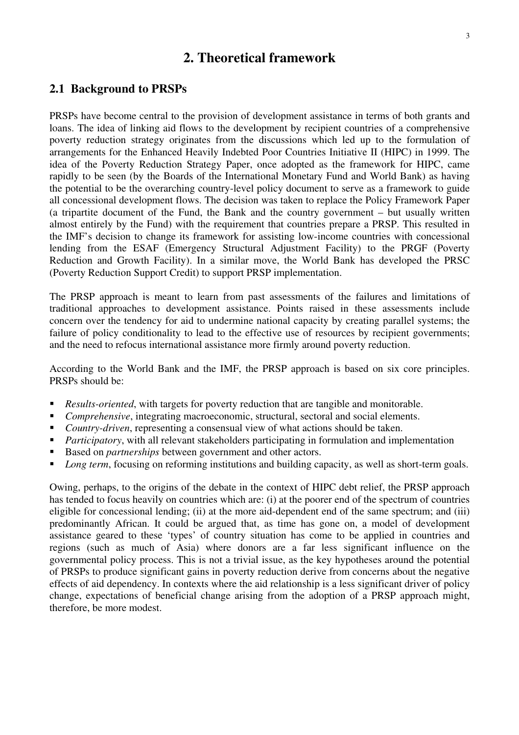# 2. Theoretical framework

## 2.1 Background to PRSPs

PRSPs have become central to the provision of development assistance in terms of both grants and loans. The idea of linking aid flows to the development by recipient countries of a comprehensive poverty reduction strategy originates from the discussions which led up to the formulation of arrangements for the Enhanced Heavily Indebted Poor Countries Initiative II (HIPC) in 1999. The idea of the Poverty Reduction Strategy Paper, once adopted as the framework for HIPC, came rapidly to be seen (by the Boards of the International Monetary Fund and World Bank) as having the potential to be the overarching country-level policy document to serve as a framework to guide all concessional development flows. The decision was taken to replace the Policy Framework Paper (a tripartite document of the Fund, the Bank and the country government – but usually written almost entirely by the Fund) with the requirement that countries prepare a PRSP. This resulted in the IMF's decision to change its framework for assisting low-income countries with concessional lending from the ESAF (Emergency Structural Adjustment Facility) to the PRGF (Poverty Reduction and Growth Facility). In a similar move, the World Bank has developed the PRSC (Poverty Reduction Support Credit) to support PRSP implementation.

The PRSP approach is meant to learn from past assessments of the failures and limitations of traditional approaches to development assistance. Points raised in these assessments include concern over the tendency for aid to undermine national capacity by creating parallel systems; the failure of policy conditionality to lead to the effective use of resources by recipient governments; and the need to refocus international assistance more firmly around poverty reduction.

According to the World Bank and the IMF, the PRSP approach is based on six core principles. PRSPs should be:

- *Results-oriented*, with targets for poverty reduction that are tangible and monitorable.
- *Comprehensive*, integrating macroeconomic, structural, sectoral and social elements.
- *Country-driven*, representing a consensual view of what actions should be taken.
- *Participatory*, with all relevant stakeholders participating in formulation and implementation
- Based on *partnerships* between government and other actors.
- *Long term*, focusing on reforming institutions and building capacity, as well as short-term goals.

Owing, perhaps, to the origins of the debate in the context of HIPC debt relief, the PRSP approach has tended to focus heavily on countries which are: (i) at the poorer end of the spectrum of countries eligible for concessional lending; (ii) at the more aid-dependent end of the same spectrum; and (iii) predominantly African. It could be argued that, as time has gone on, a model of development assistance geared to these 'types' of country situation has come to be applied in countries and regions (such as much of Asia) where donors are a far less significant influence on the governmental policy process. This is not a trivial issue, as the key hypotheses around the potential of PRSPs to produce significant gains in poverty reduction derive from concerns about the negative effects of aid dependency. In contexts where the aid relationship is a less significant driver of policy change, expectations of beneficial change arising from the adoption of a PRSP approach might, therefore, be more modest.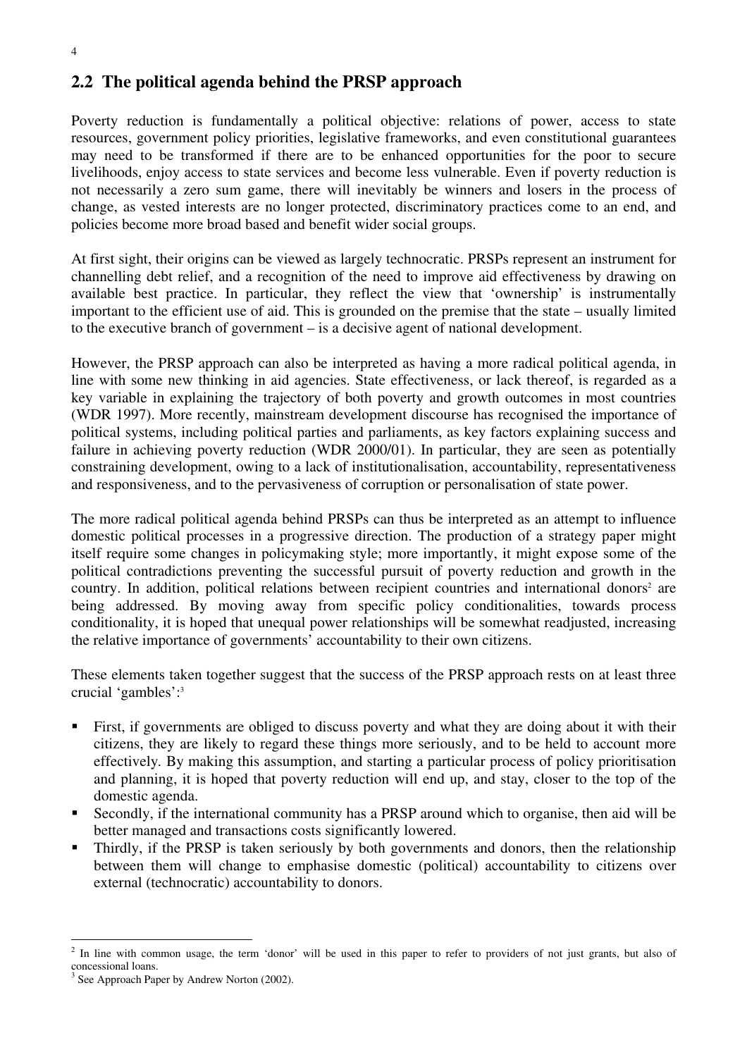## 2.2 The political agenda behind the PRSP approach

Poverty reduction is fundamentally a political objective: relations of power, access to state resources, government policy priorities, legislative frameworks, and even constitutional guarantees may need to be transformed if there are to be enhanced opportunities for the poor to secure livelihoods, enjoy access to state services and become less vulnerable. Even if poverty reduction is not necessarily a zero sum game, there will inevitably be winners and losers in the process of change, as vested interests are no longer protected, discriminatory practices come to an end, and policies become more broad based and benefit wider social groups.

At first sight, their origins can be viewed as largely technocratic. PRSPs represent an instrument for channelling debt relief, and a recognition of the need to improve aid effectiveness by drawing on available best practice. In particular, they reflect the view that 'ownership' is instrumentally important to the efficient use of aid. This is grounded on the premise that the state – usually limited to the executive branch of government – is a decisive agent of national development.

However, the PRSP approach can also be interpreted as having a more radical political agenda, in line with some new thinking in aid agencies. State effectiveness, or lack thereof, is regarded as a key variable in explaining the trajectory of both poverty and growth outcomes in most countries (WDR 1997). More recently, mainstream development discourse has recognised the importance of political systems, including political parties and parliaments, as key factors explaining success and failure in achieving poverty reduction (WDR 2000/01). In particular, they are seen as potentially constraining development, owing to a lack of institutionalisation, accountability, representativeness and responsiveness, and to the pervasiveness of corruption or personalisation of state power.

The more radical political agenda behind PRSPs can thus be interpreted as an attempt to influence domestic political processes in a progressive direction. The production of a strategy paper might itself require some changes in policymaking style; more importantly, it might expose some of the political contradictions preventing the successful pursuit of poverty reduction and growth in the country. In addition, political relations between recipient countries and international donors[2] are being addressed. By moving away from specific policy conditionalities, towards process conditionality, it is hoped that unequal power relationships will be somewhat readjusted, increasing the relative importance of governments' accountability to their own citizens.

These elements taken together suggest that the success of the PRSP approach rests on at least three crucial 'gambles':[3]

- First, if governments are obliged to discuss poverty and what they are doing about it with their citizens, they are likely to regard these things more seriously, and to be held to account more effectively. By making this assumption, and starting a particular process of policy prioritisation and planning, it is hoped that poverty reduction will end up, and stay, closer to the top of the domestic agenda.
- Secondly, if the international community has a PRSP around which to organise, then aid will be better managed and transactions costs significantly lowered.
- Thirdly, if the PRSP is taken seriously by both governments and donors, then the relationship between them will change to emphasise domestic (political) accountability to citizens over external (technocratic) accountability to donors.

---

[2] In line with common usage, the term 'donor' will be used in this paper to refer to providers of not just grants, but also of concessional loans.

[3] See Approach Paper by Andrew Norton (2002).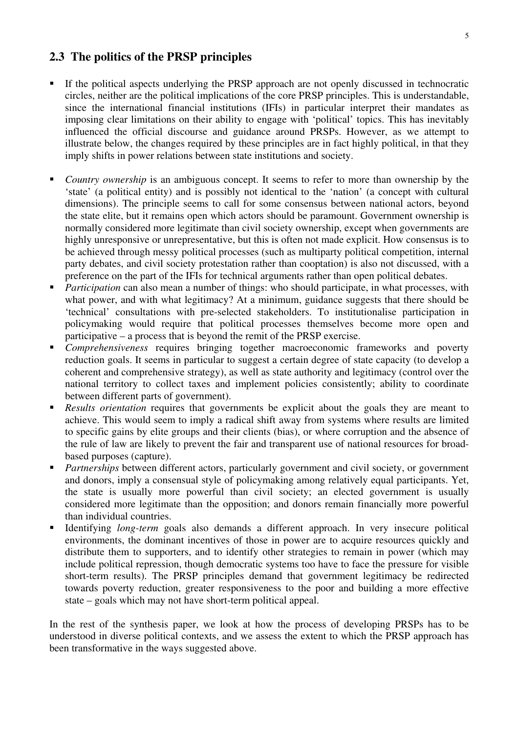## 2.3 The politics of the PRSP principles

- If the political aspects underlying the PRSP approach are not openly discussed in technocratic circles, neither are the political implications of the core PRSP principles. This is understandable, since the international financial institutions (IFIs) in particular interpret their mandates as imposing clear limitations on their ability to engage with 'political' topics. This has inevitably influenced the official discourse and guidance around PRSPs. However, as we attempt to illustrate below, the changes required by these principles are in fact highly political, in that they imply shifts in power relations between state institutions and society.

- *Country ownership* is an ambiguous concept. It seems to refer to more than ownership by the 'state' (a political entity) and is possibly not identical to the 'nation' (a concept with cultural dimensions). The principle seems to call for some consensus between national actors, beyond the state elite, but it remains open which actors should be paramount. Government ownership is normally considered more legitimate than civil society ownership, except when governments are highly unresponsive or unrepresentative, but this is often not made explicit. How consensus is to be achieved through messy political processes (such as multiparty political competition, internal party debates, and civil society protestation rather than cooptation) is also not discussed, with a preference on the part of the IFIs for technical arguments rather than open political debates.
- *Participation* can also mean a number of things: who should participate, in what processes, with what power, and with what legitimacy? At a minimum, guidance suggests that there should be 'technical' consultations with pre-selected stakeholders. To institutionalise participation in policymaking would require that political processes themselves become more open and participative – a process that is beyond the remit of the PRSP exercise.
- *Comprehensiveness* requires bringing together macroeconomic frameworks and poverty reduction goals. It seems in particular to suggest a certain degree of state capacity (to develop a coherent and comprehensive strategy), as well as state authority and legitimacy (control over the national territory to collect taxes and implement policies consistently; ability to coordinate between different parts of government).
- *Results orientation* requires that governments be explicit about the goals they are meant to achieve. This would seem to imply a radical shift away from systems where results are limited to specific gains by elite groups and their clients (bias), or where corruption and the absence of the rule of law are likely to prevent the fair and transparent use of national resources for broad-based purposes (capture).
- *Partnerships* between different actors, particularly government and civil society, or government and donors, imply a consensual style of policymaking among relatively equal participants. Yet, the state is usually more powerful than civil society; an elected government is usually considered more legitimate than the opposition; and donors remain financially more powerful than individual countries.
- Identifying *long-term* goals also demands a different approach. In very insecure political environments, the dominant incentives of those in power are to acquire resources quickly and distribute them to supporters, and to identify other strategies to remain in power (which may include political repression, though democratic systems too have to face the pressure for visible short-term results). The PRSP principles demand that government legitimacy be redirected towards poverty reduction, greater responsiveness to the poor and building a more effective state – goals which may not have short-term political appeal.

In the rest of the synthesis paper, we look at how the process of developing PRSPs has to be understood in diverse political contexts, and we assess the extent to which the PRSP approach has been transformative in the ways suggested above.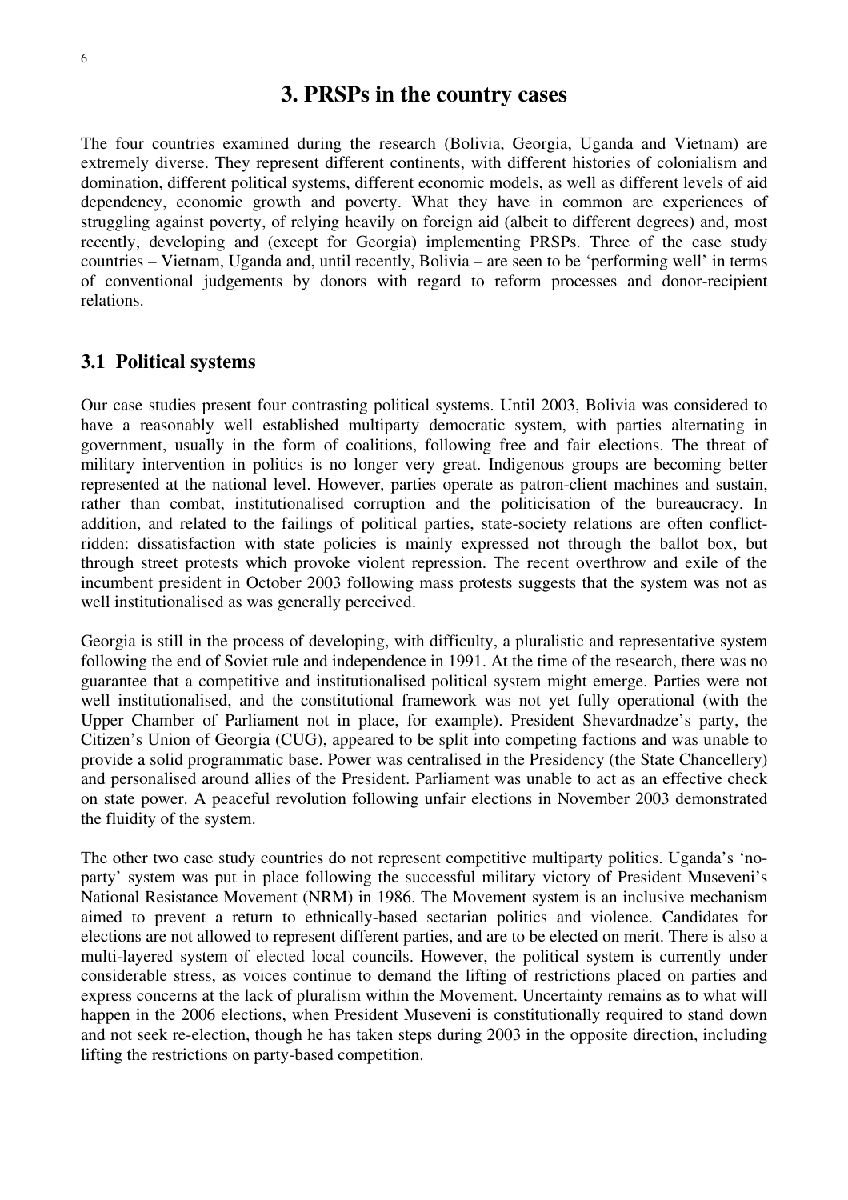# 3. PRSPs in the country cases

The four countries examined during the research (Bolivia, Georgia, Uganda and Vietnam) are extremely diverse. They represent different continents, with different histories of colonialism and domination, different political systems, different economic models, as well as different levels of aid dependency, economic growth and poverty. What they have in common are experiences of struggling against poverty, of relying heavily on foreign aid (albeit to different degrees) and, most recently, developing and (except for Georgia) implementing PRSPs. Three of the case study countries – Vietnam, Uganda and, until recently, Bolivia – are seen to be 'performing well' in terms of conventional judgements by donors with regard to reform processes and donor-recipient relations.

## 3.1 Political systems

Our case studies present four contrasting political systems. Until 2003, Bolivia was considered to have a reasonably well established multiparty democratic system, with parties alternating in government, usually in the form of coalitions, following free and fair elections. The threat of military intervention in politics is no longer very great. Indigenous groups are becoming better represented at the national level. However, parties operate as patron-client machines and sustain, rather than combat, institutionalised corruption and the politicisation of the bureaucracy. In addition, and related to the failings of political parties, state-society relations are often conflict-ridden: dissatisfaction with state policies is mainly expressed not through the ballot box, but through street protests which provoke violent repression. The recent overthrow and exile of the incumbent president in October 2003 following mass protests suggests that the system was not as well institutionalised as was generally perceived.

Georgia is still in the process of developing, with difficulty, a pluralistic and representative system following the end of Soviet rule and independence in 1991. At the time of the research, there was no guarantee that a competitive and institutionalised political system might emerge. Parties were not well institutionalised, and the constitutional framework was not yet fully operational (with the Upper Chamber of Parliament not in place, for example). President Shevardnadze's party, the Citizen's Union of Georgia (CUG), appeared to be split into competing factions and was unable to provide a solid programmatic base. Power was centralised in the Presidency (the State Chancellery) and personalised around allies of the President. Parliament was unable to act as an effective check on state power. A peaceful revolution following unfair elections in November 2003 demonstrated the fluidity of the system.

The other two case study countries do not represent competitive multiparty politics. Uganda's 'no-party' system was put in place following the successful military victory of President Museveni's National Resistance Movement (NRM) in 1986. The Movement system is an inclusive mechanism aimed to prevent a return to ethnically-based sectarian politics and violence. Candidates for elections are not allowed to represent different parties, and are to be elected on merit. There is also a multi-layered system of elected local councils. However, the political system is currently under considerable stress, as voices continue to demand the lifting of restrictions placed on parties and express concerns at the lack of pluralism within the Movement. Uncertainty remains as to what will happen in the 2006 elections, when President Museveni is constitutionally required to stand down and not seek re-election, though he has taken steps during 2003 in the opposite direction, including lifting the restrictions on party-based competition.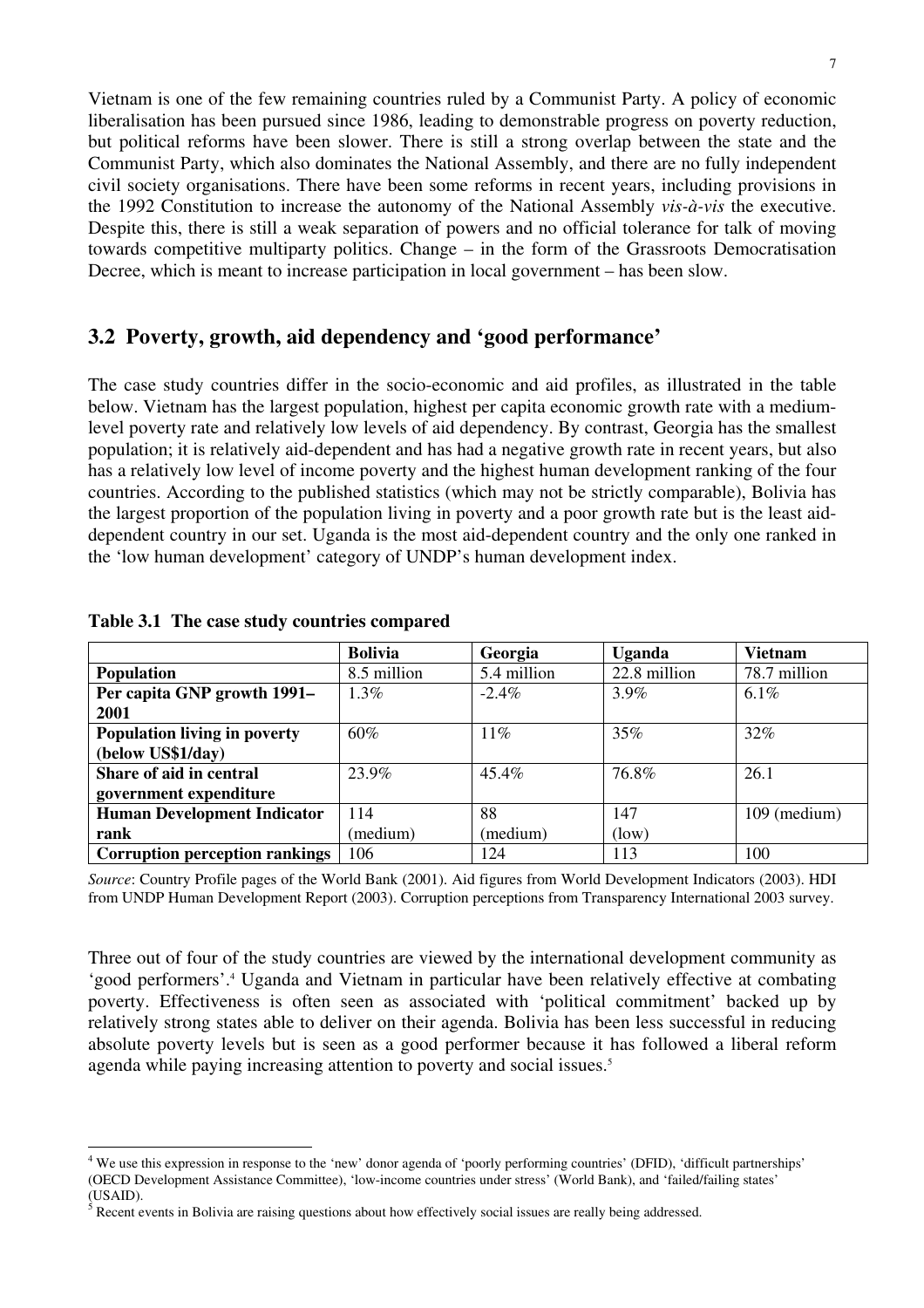Vietnam is one of the few remaining countries ruled by a Communist Party. A policy of economic liberalisation has been pursued since 1986, leading to demonstrable progress on poverty reduction, but political reforms have been slower. There is still a strong overlap between the state and the Communist Party, which also dominates the National Assembly, and there are no fully independent civil society organisations. There have been some reforms in recent years, including provisions in the 1992 Constitution to increase the autonomy of the National Assembly *vis-à-vis* the executive. Despite this, there is still a weak separation of powers and no official tolerance for talk of moving towards competitive multiparty politics. Change – in the form of the Grassroots Democratisation Decree, which is meant to increase participation in local government – has been slow.

## 3.2 Poverty, growth, aid dependency and 'good performance'

The case study countries differ in the socio-economic and aid profiles, as illustrated in the table below. Vietnam has the largest population, highest per capita economic growth rate with a medium-level poverty rate and relatively low levels of aid dependency. By contrast, Georgia has the smallest population; it is relatively aid-dependent and has had a negative growth rate in recent years, but also has a relatively low level of income poverty and the highest human development ranking of the four countries. According to the published statistics (which may not be strictly comparable), Bolivia has the largest proportion of the population living in poverty and a poor growth rate but is the least aid-dependent country in our set. Uganda is the most aid-dependent country and the only one ranked in the 'low human development' category of UNDP's human development index.

**Table 3.1 The case study countries compared**

| | **Bolivia** | **Georgia** | **Uganda** | **Vietnam** |
|---|---|---|---|---|
| **Population** | 8.5 million | 5.4 million | 22.8 million | 78.7 million |
| **Per capita GNP growth 1991–2001** | 1.3% | -2.4% | 3.9% | 6.1% |
| **Population living in poverty (below US$1/day)** | 60% | 11% | 35% | 32% |
| **Share of aid in central government expenditure** | 23.9% | 45.4% | 76.8% | 26.1 |
| **Human Development Indicator rank** | 114 (medium) | 88 (medium) | 147 (low) | 109 (medium) |
| **Corruption perception rankings** | 106 | 124 | 113 | 100 |

*Source*: Country Profile pages of the World Bank (2001). Aid figures from World Development Indicators (2003). HDI from UNDP Human Development Report (2003). Corruption perceptions from Transparency International 2003 survey.

Three out of four of the study countries are viewed by the international development community as 'good performers'.[4] Uganda and Vietnam in particular have been relatively effective at combating poverty. Effectiveness is often seen as associated with 'political commitment' backed up by relatively strong states able to deliver on their agenda. Bolivia has been less successful in reducing absolute poverty levels but is seen as a good performer because it has followed a liberal reform agenda while paying increasing attention to poverty and social issues.[5]

[4] We use this expression in response to the 'new' donor agenda of 'poorly performing countries' (DFID), 'difficult partnerships' (OECD Development Assistance Committee), 'low-income countries under stress' (World Bank), and 'failed/failing states' (USAID).

[5] Recent events in Bolivia are raising questions about how effectively social issues are really being addressed.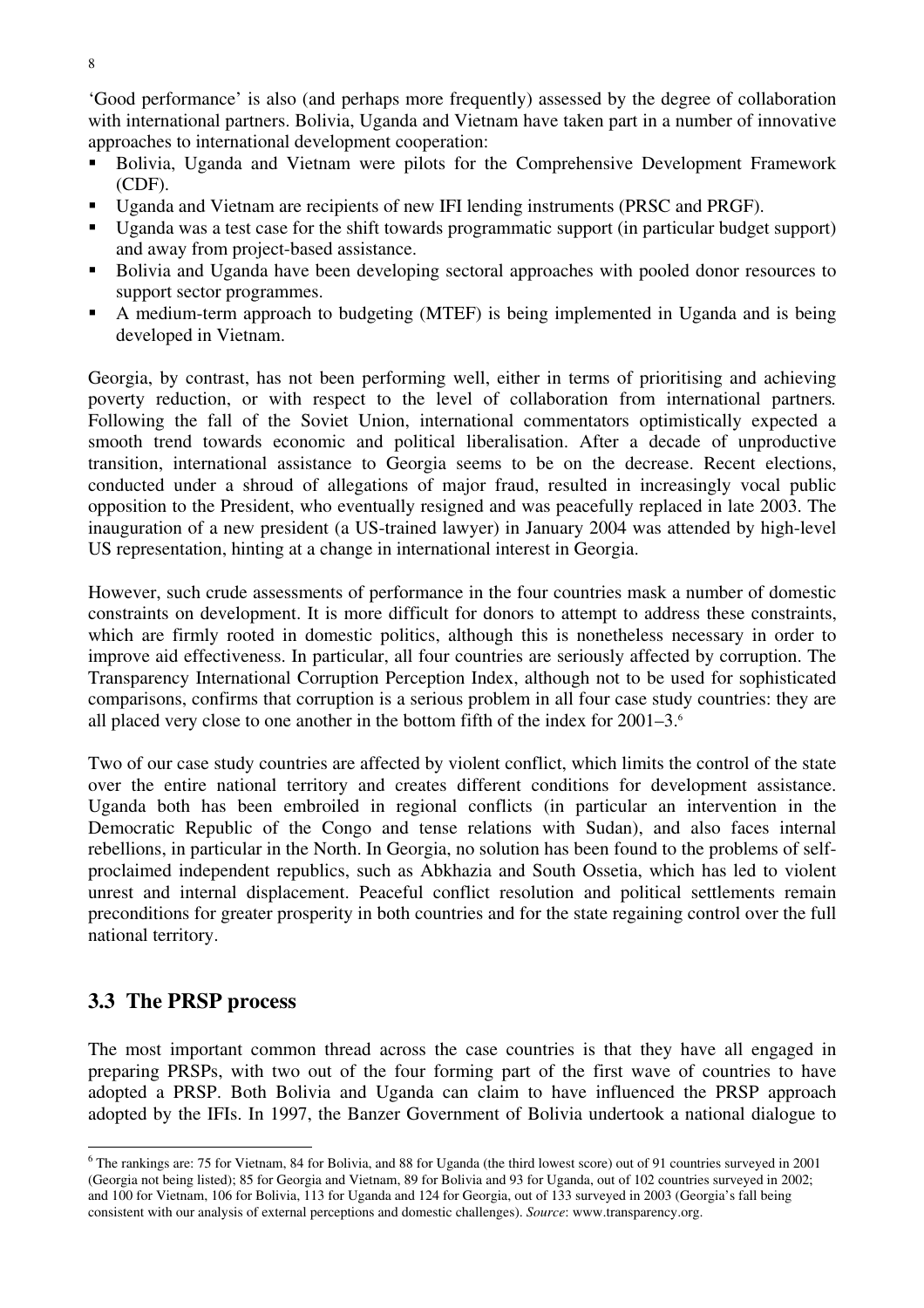'Good performance' is also (and perhaps more frequently) assessed by the degree of collaboration with international partners. Bolivia, Uganda and Vietnam have taken part in a number of innovative approaches to international development cooperation:

- Bolivia, Uganda and Vietnam were pilots for the Comprehensive Development Framework (CDF).
- Uganda and Vietnam are recipients of new IFI lending instruments (PRSC and PRGF).
- Uganda was a test case for the shift towards programmatic support (in particular budget support) and away from project-based assistance.
- Bolivia and Uganda have been developing sectoral approaches with pooled donor resources to support sector programmes.
- A medium-term approach to budgeting (MTEF) is being implemented in Uganda and is being developed in Vietnam.

Georgia, by contrast, has not been performing well, either in terms of prioritising and achieving poverty reduction, or with respect to the level of collaboration from international partners. Following the fall of the Soviet Union, international commentators optimistically expected a smooth trend towards economic and political liberalisation. After a decade of unproductive transition, international assistance to Georgia seems to be on the decrease. Recent elections, conducted under a shroud of allegations of major fraud, resulted in increasingly vocal public opposition to the President, who eventually resigned and was peacefully replaced in late 2003. The inauguration of a new president (a US-trained lawyer) in January 2004 was attended by high-level US representation, hinting at a change in international interest in Georgia.

However, such crude assessments of performance in the four countries mask a number of domestic constraints on development. It is more difficult for donors to attempt to address these constraints, which are firmly rooted in domestic politics, although this is nonetheless necessary in order to improve aid effectiveness. In particular, all four countries are seriously affected by corruption. The Transparency International Corruption Perception Index, although not to be used for sophisticated comparisons, confirms that corruption is a serious problem in all four case study countries: they are all placed very close to one another in the bottom fifth of the index for 2001–3.[6]

Two of our case study countries are affected by violent conflict, which limits the control of the state over the entire national territory and creates different conditions for development assistance. Uganda both has been embroiled in regional conflicts (in particular an intervention in the Democratic Republic of the Congo and tense relations with Sudan), and also faces internal rebellions, in particular in the North. In Georgia, no solution has been found to the problems of self-proclaimed independent republics, such as Abkhazia and South Ossetia, which has led to violent unrest and internal displacement. Peaceful conflict resolution and political settlements remain preconditions for greater prosperity in both countries and for the state regaining control over the full national territory.

## 3.3 The PRSP process

The most important common thread across the case countries is that they have all engaged in preparing PRSPs, with two out of the four forming part of the first wave of countries to have adopted a PRSP. Both Bolivia and Uganda can claim to have influenced the PRSP approach adopted by the IFIs. In 1997, the Banzer Government of Bolivia undertook a national dialogue to

---

[6] The rankings are: 75 for Vietnam, 84 for Bolivia, and 88 for Uganda (the third lowest score) out of 91 countries surveyed in 2001 (Georgia not being listed); 85 for Georgia and Vietnam, 89 for Bolivia and 93 for Uganda, out of 102 countries surveyed in 2002; and 100 for Vietnam, 106 for Bolivia, 113 for Uganda and 124 for Georgia, out of 133 surveyed in 2003 (Georgia's fall being consistent with our analysis of external perceptions and domestic challenges). *Source*: www.transparency.org.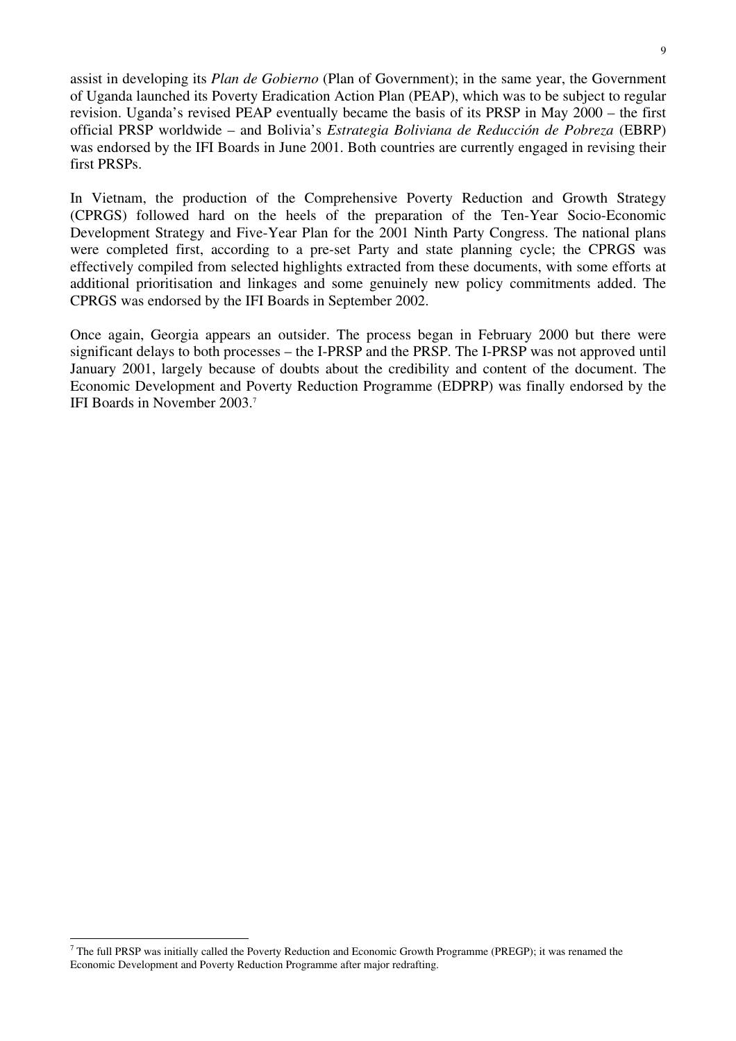assist in developing its *Plan de Gobierno* (Plan of Government); in the same year, the Government of Uganda launched its Poverty Eradication Action Plan (PEAP), which was to be subject to regular revision. Uganda's revised PEAP eventually became the basis of its PRSP in May 2000 – the first official PRSP worldwide – and Bolivia's *Estrategia Boliviana de Reducción de Pobreza* (EBRP) was endorsed by the IFI Boards in June 2001. Both countries are currently engaged in revising their first PRSPs.

In Vietnam, the production of the Comprehensive Poverty Reduction and Growth Strategy (CPRGS) followed hard on the heels of the preparation of the Ten-Year Socio-Economic Development Strategy and Five-Year Plan for the 2001 Ninth Party Congress. The national plans were completed first, according to a pre-set Party and state planning cycle; the CPRGS was effectively compiled from selected highlights extracted from these documents, with some efforts at additional prioritisation and linkages and some genuinely new policy commitments added. The CPRGS was endorsed by the IFI Boards in September 2002.

Once again, Georgia appears an outsider. The process began in February 2000 but there were significant delays to both processes – the I-PRSP and the PRSP. The I-PRSP was not approved until January 2001, largely because of doubts about the credibility and content of the document. The Economic Development and Poverty Reduction Programme (EDPRP) was finally endorsed by the IFI Boards in November 2003.[7]

[7] The full PRSP was initially called the Poverty Reduction and Economic Growth Programme (PREGP); it was renamed the Economic Development and Poverty Reduction Programme after major redrafting.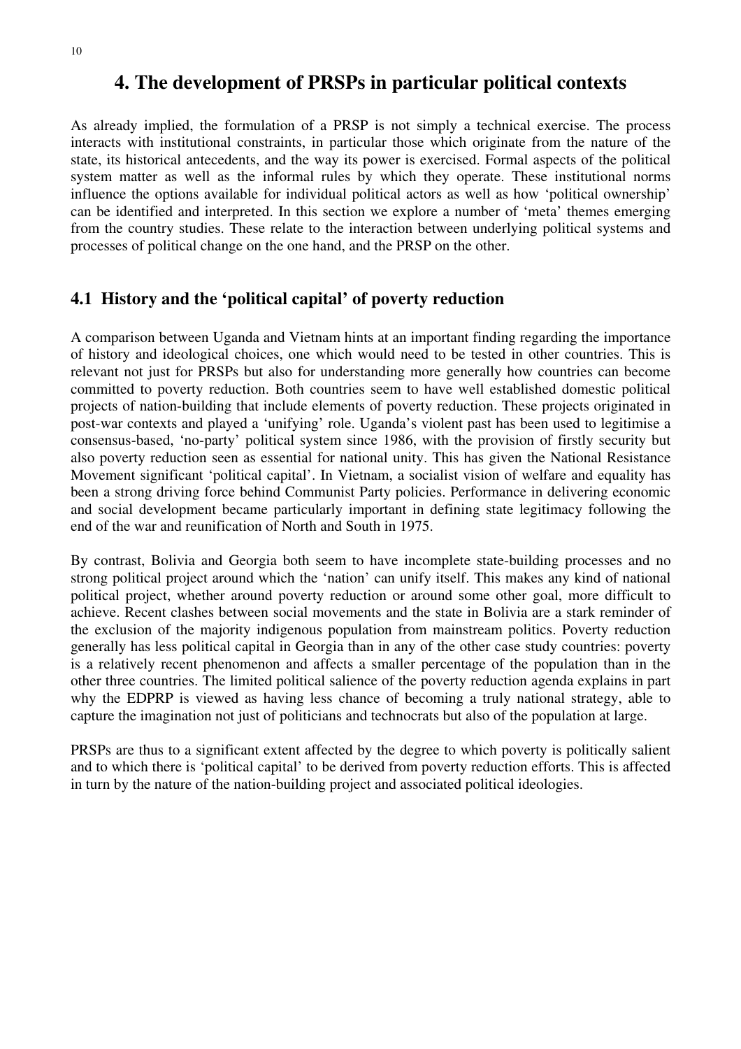# 4. The development of PRSPs in particular political contexts

As already implied, the formulation of a PRSP is not simply a technical exercise. The process interacts with institutional constraints, in particular those which originate from the nature of the state, its historical antecedents, and the way its power is exercised. Formal aspects of the political system matter as well as the informal rules by which they operate. These institutional norms influence the options available for individual political actors as well as how 'political ownership' can be identified and interpreted. In this section we explore a number of 'meta' themes emerging from the country studies. These relate to the interaction between underlying political systems and processes of political change on the one hand, and the PRSP on the other.

## 4.1 History and the 'political capital' of poverty reduction

A comparison between Uganda and Vietnam hints at an important finding regarding the importance of history and ideological choices, one which would need to be tested in other countries. This is relevant not just for PRSPs but also for understanding more generally how countries can become committed to poverty reduction. Both countries seem to have well established domestic political projects of nation-building that include elements of poverty reduction. These projects originated in post-war contexts and played a 'unifying' role. Uganda's violent past has been used to legitimise a consensus-based, 'no-party' political system since 1986, with the provision of firstly security but also poverty reduction seen as essential for national unity. This has given the National Resistance Movement significant 'political capital'. In Vietnam, a socialist vision of welfare and equality has been a strong driving force behind Communist Party policies. Performance in delivering economic and social development became particularly important in defining state legitimacy following the end of the war and reunification of North and South in 1975.

By contrast, Bolivia and Georgia both seem to have incomplete state-building processes and no strong political project around which the 'nation' can unify itself. This makes any kind of national political project, whether around poverty reduction or around some other goal, more difficult to achieve. Recent clashes between social movements and the state in Bolivia are a stark reminder of the exclusion of the majority indigenous population from mainstream politics. Poverty reduction generally has less political capital in Georgia than in any of the other case study countries: poverty is a relatively recent phenomenon and affects a smaller percentage of the population than in the other three countries. The limited political salience of the poverty reduction agenda explains in part why the EDPRP is viewed as having less chance of becoming a truly national strategy, able to capture the imagination not just of politicians and technocrats but also of the population at large.

PRSPs are thus to a significant extent affected by the degree to which poverty is politically salient and to which there is 'political capital' to be derived from poverty reduction efforts. This is affected in turn by the nature of the nation-building project and associated political ideologies.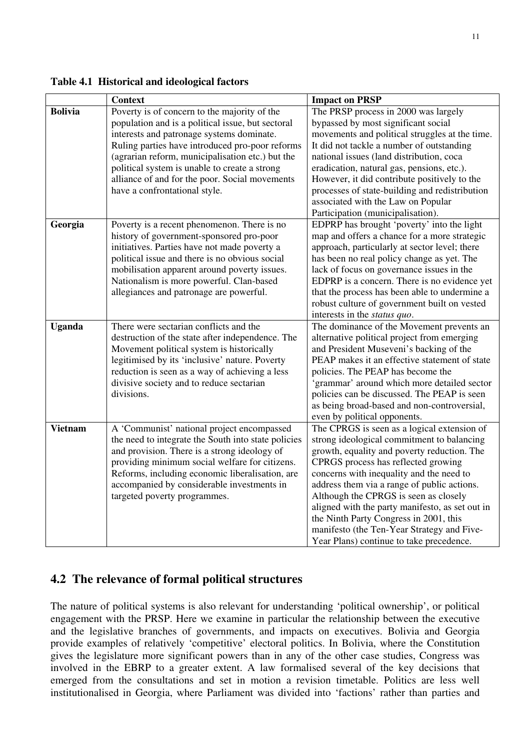**Table 4.1 Historical and ideological factors**

| | Context | Impact on PRSP |
|---|---|---|
| **Bolivia** | Poverty is of concern to the majority of the population and is a political issue, but sectoral interests and patronage systems dominate. Ruling parties have introduced pro-poor reforms (agrarian reform, municipalisation etc.) but the political system is unable to create a strong alliance of and for the poor. Social movements have a confrontational style. | The PRSP process in 2000 was largely bypassed by most significant social movements and political struggles at the time. It did not tackle a number of outstanding national issues (land distribution, coca eradication, natural gas, pensions, etc.). However, it did contribute positively to the processes of state-building and redistribution associated with the Law on Popular Participation (municipalisation). |
| **Georgia** | Poverty is a recent phenomenon. There is no history of government-sponsored pro-poor initiatives. Parties have not made poverty a political issue and there is no obvious social mobilisation apparent around poverty issues. Nationalism is more powerful. Clan-based allegiances and patronage are powerful. | EDPRP has brought 'poverty' into the light map and offers a chance for a more strategic approach, particularly at sector level; there has been no real policy change as yet. The lack of focus on governance issues in the EDPRP is a concern. There is no evidence yet that the process has been able to undermine a robust culture of government built on vested interests in the *status quo*. |
| **Uganda** | There were sectarian conflicts and the destruction of the state after independence. The Movement political system is historically legitimised by its 'inclusive' nature. Poverty reduction is seen as a way of achieving a less divisive society and to reduce sectarian divisions. | The dominance of the Movement prevents an alternative political project from emerging and President Museveni's backing of the PEAP makes it an effective statement of state policies. The PEAP has become the 'grammar' around which more detailed sector policies can be discussed. The PEAP is seen as being broad-based and non-controversial, even by political opponents. |
| **Vietnam** | A 'Communist' national project encompassed the need to integrate the South into state policies and provision. There is a strong ideology of providing minimum social welfare for citizens. Reforms, including economic liberalisation, are accompanied by considerable investments in targeted poverty programmes. | The CPRGS is seen as a logical extension of strong ideological commitment to balancing growth, equality and poverty reduction. The CPRGS process has reflected growing concerns with inequality and the need to address them via a range of public actions. Although the CPRGS is seen as closely aligned with the party manifesto, as set out in the Ninth Party Congress in 2001, this manifesto (the Ten-Year Strategy and Five-Year Plans) continue to take precedence. |

## 4.2 The relevance of formal political structures

The nature of political systems is also relevant for understanding 'political ownership', or political engagement with the PRSP. Here we examine in particular the relationship between the executive and the legislative branches of governments, and impacts on executives. Bolivia and Georgia provide examples of relatively 'competitive' electoral politics. In Bolivia, where the Constitution gives the legislature more significant powers than in any of the other case studies, Congress was involved in the EBRP to a greater extent. A law formalised several of the key decisions that emerged from the consultations and set in motion a revision timetable. Politics are less well institutionalised in Georgia, where Parliament was divided into 'factions' rather than parties and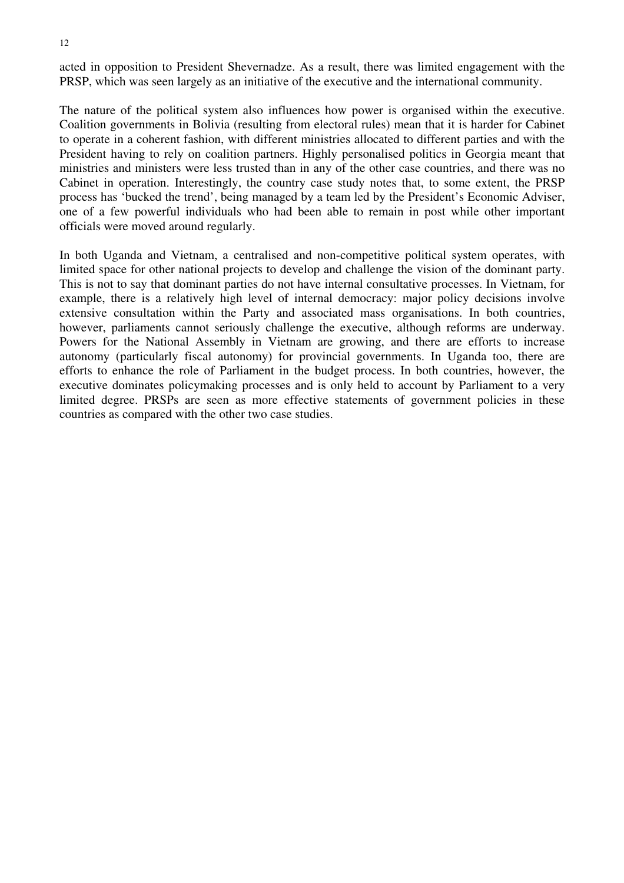acted in opposition to President Shevernadze. As a result, there was limited engagement with the PRSP, which was seen largely as an initiative of the executive and the international community.

The nature of the political system also influences how power is organised within the executive. Coalition governments in Bolivia (resulting from electoral rules) mean that it is harder for Cabinet to operate in a coherent fashion, with different ministries allocated to different parties and with the President having to rely on coalition partners. Highly personalised politics in Georgia meant that ministries and ministers were less trusted than in any of the other case countries, and there was no Cabinet in operation. Interestingly, the country case study notes that, to some extent, the PRSP process has 'bucked the trend', being managed by a team led by the President's Economic Adviser, one of a few powerful individuals who had been able to remain in post while other important officials were moved around regularly.

In both Uganda and Vietnam, a centralised and non-competitive political system operates, with limited space for other national projects to develop and challenge the vision of the dominant party. This is not to say that dominant parties do not have internal consultative processes. In Vietnam, for example, there is a relatively high level of internal democracy: major policy decisions involve extensive consultation within the Party and associated mass organisations. In both countries, however, parliaments cannot seriously challenge the executive, although reforms are underway. Powers for the National Assembly in Vietnam are growing, and there are efforts to increase autonomy (particularly fiscal autonomy) for provincial governments. In Uganda too, there are efforts to enhance the role of Parliament in the budget process. In both countries, however, the executive dominates policymaking processes and is only held to account by Parliament to a very limited degree. PRSPs are seen as more effective statements of government policies in these countries as compared with the other two case studies.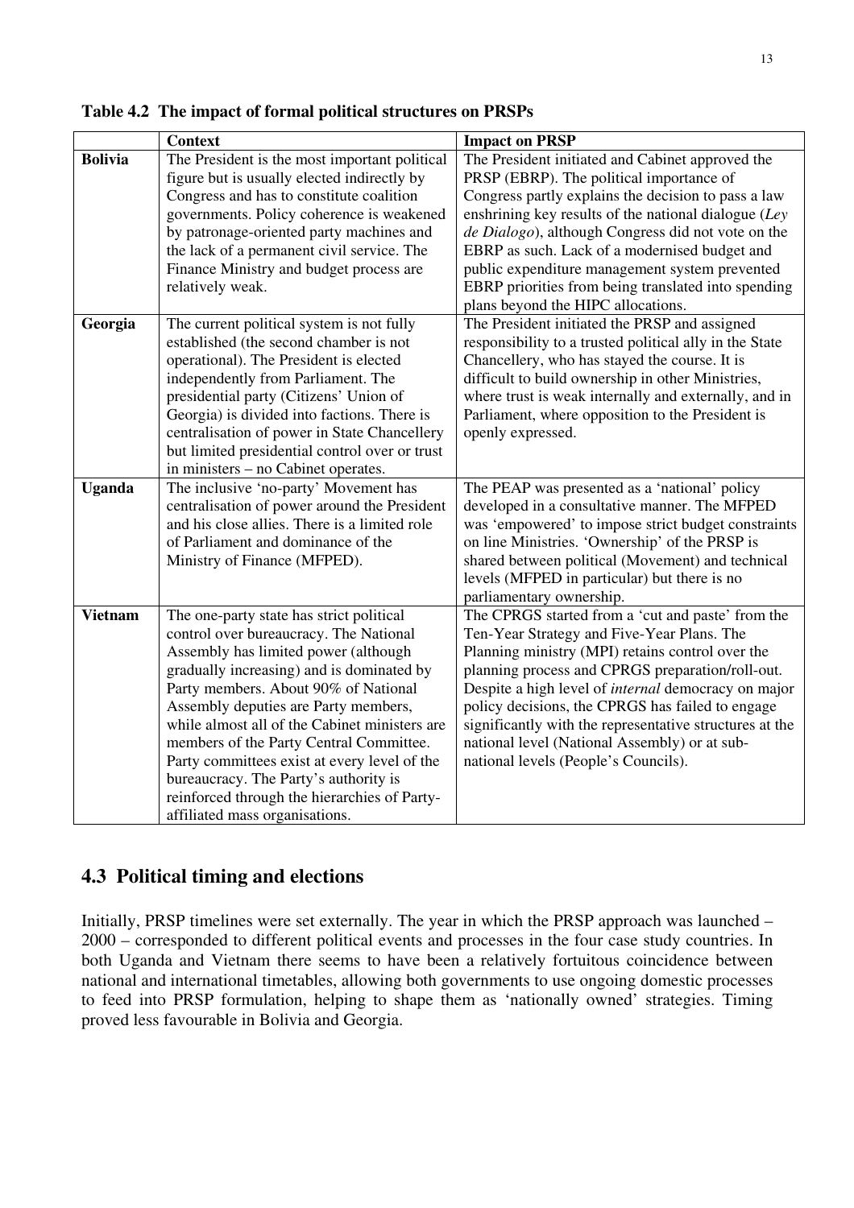**Table 4.2 The impact of formal political structures on PRSPs**

| | Context | Impact on PRSP |
|---|---|---|
| **Bolivia** | The President is the most important political figure but is usually elected indirectly by Congress and has to constitute coalition governments. Policy coherence is weakened by patronage-oriented party machines and the lack of a permanent civil service. The Finance Ministry and budget process are relatively weak. | The President initiated and Cabinet approved the PRSP (EBRP). The political importance of Congress partly explains the decision to pass a law enshrining key results of the national dialogue (*Ley de Dialogo*), although Congress did not vote on the EBRP as such. Lack of a modernised budget and public expenditure management system prevented EBRP priorities from being translated into spending plans beyond the HIPC allocations. |
| **Georgia** | The current political system is not fully established (the second chamber is not operational). The President is elected independently from Parliament. The presidential party (Citizens' Union of Georgia) is divided into factions. There is centralisation of power in State Chancellery but limited presidential control over or trust in ministers – no Cabinet operates. | The President initiated the PRSP and assigned responsibility to a trusted political ally in the State Chancellery, who has stayed the course. It is difficult to build ownership in other Ministries, where trust is weak internally and externally, and in Parliament, where opposition to the President is openly expressed. |
| **Uganda** | The inclusive 'no-party' Movement has centralisation of power around the President and his close allies. There is a limited role of Parliament and dominance of the Ministry of Finance (MFPED). | The PEAP was presented as a 'national' policy developed in a consultative manner. The MFPED was 'empowered' to impose strict budget constraints on line Ministries. 'Ownership' of the PRSP is shared between political (Movement) and technical levels (MFPED in particular) but there is no parliamentary ownership. |
| **Vietnam** | The one-party state has strict political control over bureaucracy. The National Assembly has limited power (although gradually increasing) and is dominated by Party members. About 90% of National Assembly deputies are Party members, while almost all of the Cabinet ministers are members of the Party Central Committee. Party committees exist at every level of the bureaucracy. The Party's authority is reinforced through the hierarchies of Party-affiliated mass organisations. | The CPRGS started from a 'cut and paste' from the Ten-Year Strategy and Five-Year Plans. The Planning ministry (MPI) retains control over the planning process and CPRGS preparation/roll-out. Despite a high level of *internal* democracy on major policy decisions, the CPRGS has failed to engage significantly with the representative structures at the national level (National Assembly) or at sub-national levels (People's Councils). |

## 4.3 Political timing and elections

Initially, PRSP timelines were set externally. The year in which the PRSP approach was launched – 2000 – corresponded to different political events and processes in the four case study countries. In both Uganda and Vietnam there seems to have been a relatively fortuitous coincidence between national and international timetables, allowing both governments to use ongoing domestic processes to feed into PRSP formulation, helping to shape them as 'nationally owned' strategies. Timing proved less favourable in Bolivia and Georgia.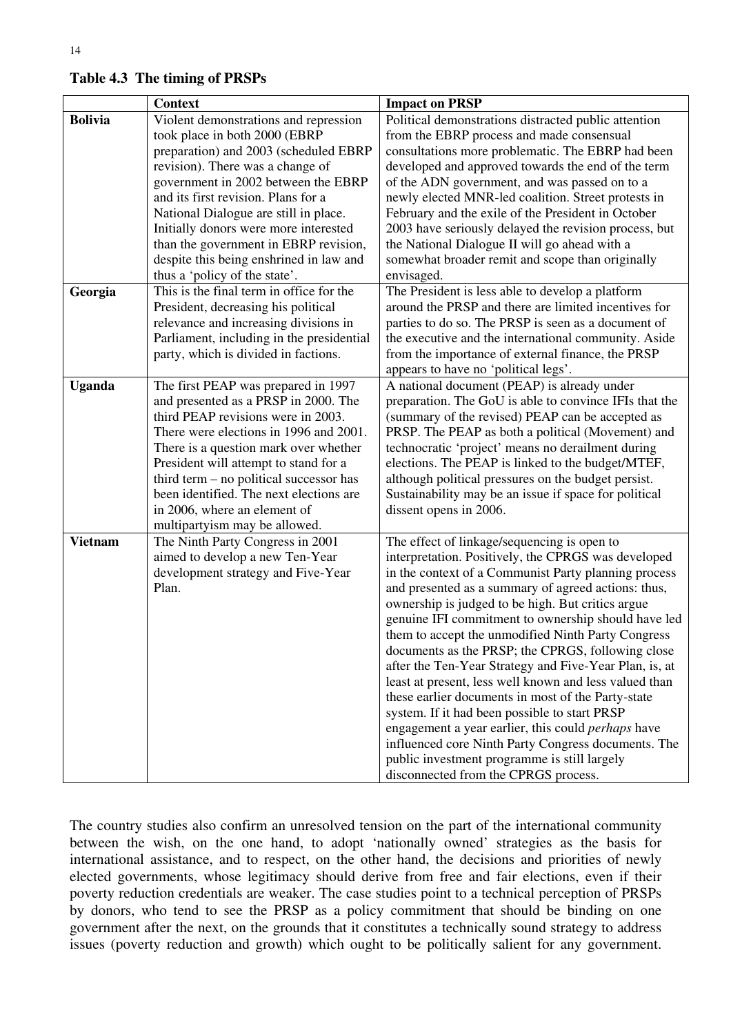**Table 4.3 The timing of PRSPs**

| | Context | Impact on PRSP |
|---|---|---|
| **Bolivia** | Violent demonstrations and repression took place in both 2000 (EBRP preparation) and 2003 (scheduled EBRP revision). There was a change of government in 2002 between the EBRP and its first revision. Plans for a National Dialogue are still in place. Initially donors were more interested than the government in EBRP revision, despite this being enshrined in law and thus a 'policy of the state'. | Political demonstrations distracted public attention from the EBRP process and made consensual consultations more problematic. The EBRP had been developed and approved towards the end of the term of the ADN government, and was passed on to a newly elected MNR-led coalition. Street protests in February and the exile of the President in October 2003 have seriously delayed the revision process, but the National Dialogue II will go ahead with a somewhat broader remit and scope than originally envisaged. |
| **Georgia** | This is the final term in office for the President, decreasing his political relevance and increasing divisions in Parliament, including in the presidential party, which is divided in factions. | The President is less able to develop a platform around the PRSP and there are limited incentives for parties to do so. The PRSP is seen as a document of the executive and the international community. Aside from the importance of external finance, the PRSP appears to have no 'political legs'. |
| **Uganda** | The first PEAP was prepared in 1997 and presented as a PRSP in 2000. The third PEAP revisions were in 2003. There were elections in 1996 and 2001. There is a question mark over whether President will attempt to stand for a third term – no political successor has been identified. The next elections are in 2006, where an element of multipartyism may be allowed. | A national document (PEAP) is already under preparation. The GoU is able to convince IFIs that the (summary of the revised) PEAP can be accepted as PRSP. The PEAP as both a political (Movement) and technocratic 'project' means no derailment during elections. The PEAP is linked to the budget/MTEF, although political pressures on the budget persist. Sustainability may be an issue if space for political dissent opens in 2006. |
| **Vietnam** | The Ninth Party Congress in 2001 aimed to develop a new Ten-Year development strategy and Five-Year Plan. | The effect of linkage/sequencing is open to interpretation. Positively, the CPRGS was developed in the context of a Communist Party planning process and presented as a summary of agreed actions: thus, ownership is judged to be high. But critics argue genuine IFI commitment to ownership should have led them to accept the unmodified Ninth Party Congress documents as the PRSP; the CPRGS, following close after the Ten-Year Strategy and Five-Year Plan, is, at least at present, less well known and less valued than these earlier documents in most of the Party-state system. If it had been possible to start PRSP engagement a year earlier, this could *perhaps* have influenced core Ninth Party Congress documents. The public investment programme is still largely disconnected from the CPRGS process. |

The country studies also confirm an unresolved tension on the part of the international community between the wish, on the one hand, to adopt 'nationally owned' strategies as the basis for international assistance, and to respect, on the other hand, the decisions and priorities of newly elected governments, whose legitimacy should derive from free and fair elections, even if their poverty reduction credentials are weaker. The case studies point to a technical perception of PRSPs by donors, who tend to see the PRSP as a policy commitment that should be binding on one government after the next, on the grounds that it constitutes a technically sound strategy to address issues (poverty reduction and growth) which ought to be politically salient for any government.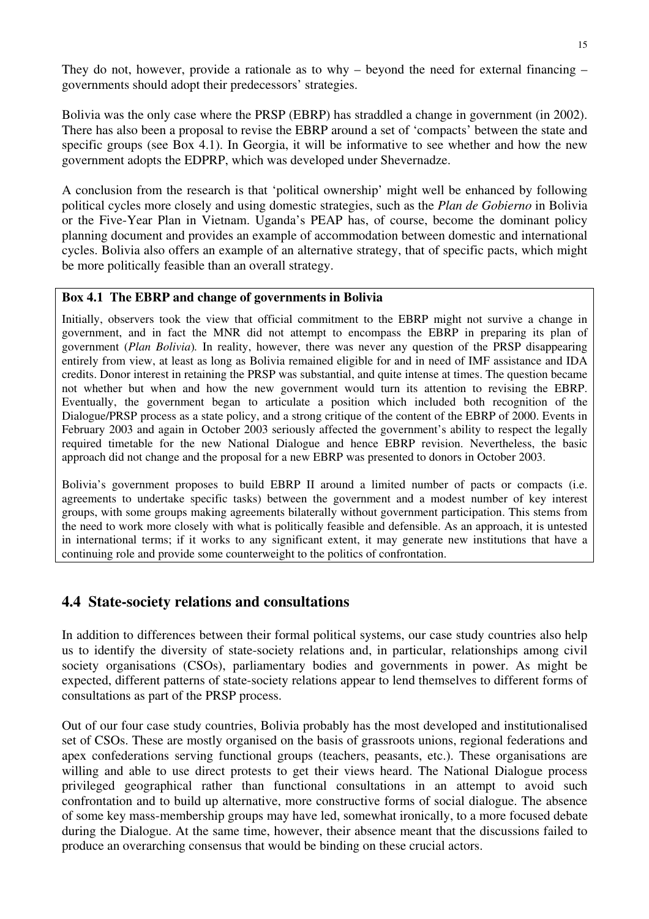They do not, however, provide a rationale as to why – beyond the need for external financing – governments should adopt their predecessors' strategies.

Bolivia was the only case where the PRSP (EBRP) has straddled a change in government (in 2002). There has also been a proposal to revise the EBRP around a set of 'compacts' between the state and specific groups (see Box 4.1). In Georgia, it will be informative to see whether and how the new government adopts the EDPRP, which was developed under Shevernadze.

A conclusion from the research is that 'political ownership' might well be enhanced by following political cycles more closely and using domestic strategies, such as the *Plan de Gobierno* in Bolivia or the Five-Year Plan in Vietnam. Uganda's PEAP has, of course, become the dominant policy planning document and provides an example of accommodation between domestic and international cycles. Bolivia also offers an example of an alternative strategy, that of specific pacts, which might be more politically feasible than an overall strategy.

**Box 4.1 The EBRP and change of governments in Bolivia**

Initially, observers took the view that official commitment to the EBRP might not survive a change in government, and in fact the MNR did not attempt to encompass the EBRP in preparing its plan of government (*Plan Bolivia*). In reality, however, there was never any question of the PRSP disappearing entirely from view, at least as long as Bolivia remained eligible for and in need of IMF assistance and IDA credits. Donor interest in retaining the PRSP was substantial, and quite intense at times. The question became not whether but when and how the new government would turn its attention to revising the EBRP. Eventually, the government began to articulate a position which included both recognition of the Dialogue/PRSP process as a state policy, and a strong critique of the content of the EBRP of 2000. Events in February 2003 and again in October 2003 seriously affected the government's ability to respect the legally required timetable for the new National Dialogue and hence EBRP revision. Nevertheless, the basic approach did not change and the proposal for a new EBRP was presented to donors in October 2003.

Bolivia's government proposes to build EBRP II around a limited number of pacts or compacts (i.e. agreements to undertake specific tasks) between the government and a modest number of key interest groups, with some groups making agreements bilaterally without government participation. This stems from the need to work more closely with what is politically feasible and defensible. As an approach, it is untested in international terms; if it works to any significant extent, it may generate new institutions that have a continuing role and provide some counterweight to the politics of confrontation.

## 4.4 State-society relations and consultations

In addition to differences between their formal political systems, our case study countries also help us to identify the diversity of state-society relations and, in particular, relationships among civil society organisations (CSOs), parliamentary bodies and governments in power. As might be expected, different patterns of state-society relations appear to lend themselves to different forms of consultations as part of the PRSP process.

Out of our four case study countries, Bolivia probably has the most developed and institutionalised set of CSOs. These are mostly organised on the basis of grassroots unions, regional federations and apex confederations serving functional groups (teachers, peasants, etc.). These organisations are willing and able to use direct protests to get their views heard. The National Dialogue process privileged geographical rather than functional consultations in an attempt to avoid such confrontation and to build up alternative, more constructive forms of social dialogue. The absence of some key mass-membership groups may have led, somewhat ironically, to a more focused debate during the Dialogue. At the same time, however, their absence meant that the discussions failed to produce an overarching consensus that would be binding on these crucial actors.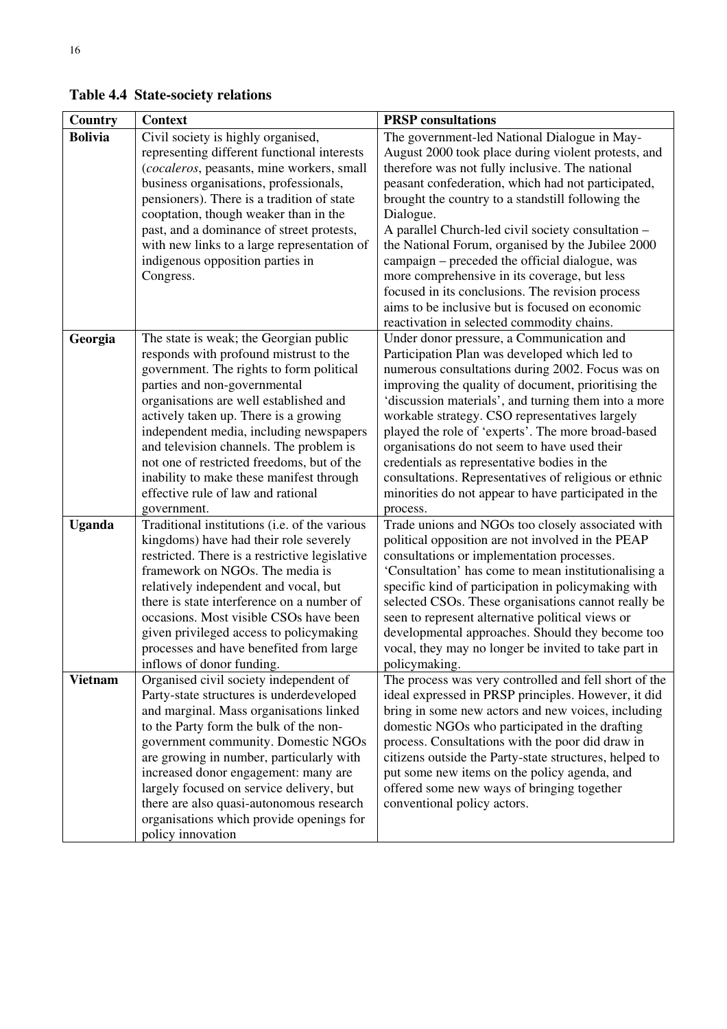**Table 4.4 State-society relations**

| Country | Context | PRSP consultations |
|---|---|---|
| **Bolivia** | Civil society is highly organised, representing different functional interests (*cocaleros*, peasants, mine workers, small business organisations, professionals, pensioners). There is a tradition of state cooptation, though weaker than in the past, and a dominance of street protests, with new links to a large representation of indigenous opposition parties in Congress. | The government-led National Dialogue in May-August 2000 took place during violent protests, and therefore was not fully inclusive. The national peasant confederation, which had not participated, brought the country to a standstill following the Dialogue. A parallel Church-led civil society consultation – the National Forum, organised by the Jubilee 2000 campaign – preceded the official dialogue, was more comprehensive in its coverage, but less focused in its conclusions. The revision process aims to be inclusive but is focused on economic reactivation in selected commodity chains. |
| **Georgia** | The state is weak; the Georgian public responds with profound mistrust to the government. The rights to form political parties and non-governmental organisations are well established and actively taken up. There is a growing independent media, including newspapers and television channels. The problem is not one of restricted freedoms, but of the inability to make these manifest through effective rule of law and rational government. | Under donor pressure, a Communication and Participation Plan was developed which led to numerous consultations during 2002. Focus was on improving the quality of document, prioritising the 'discussion materials', and turning them into a more workable strategy. CSO representatives largely played the role of 'experts'. The more broad-based organisations do not seem to have used their credentials as representative bodies in the consultations. Representatives of religious or ethnic minorities do not appear to have participated in the process. |
| **Uganda** | Traditional institutions (i.e. of the various kingdoms) have had their role severely restricted. There is a restrictive legislative framework on NGOs. The media is relatively independent and vocal, but there is state interference on a number of occasions. Most visible CSOs have been given privileged access to policymaking processes and have benefited from large inflows of donor funding. | Trade unions and NGOs too closely associated with political opposition are not involved in the PEAP consultations or implementation processes. 'Consultation' has come to mean institutionalising a specific kind of participation in policymaking with selected CSOs. These organisations cannot really be seen to represent alternative political views or developmental approaches. Should they become too vocal, they may no longer be invited to take part in policymaking. |
| **Vietnam** | Organised civil society independent of Party-state structures is underdeveloped and marginal. Mass organisations linked to the Party form the bulk of the non-government community. Domestic NGOs are growing in number, particularly with increased donor engagement: many are largely focused on service delivery, but there are also quasi-autonomous research organisations which provide openings for policy innovation | The process was very controlled and fell short of the ideal expressed in PRSP principles. However, it did bring in some new actors and new voices, including domestic NGOs who participated in the drafting process. Consultations with the poor did draw in citizens outside the Party-state structures, helped to put some new items on the policy agenda, and offered some new ways of bringing together conventional policy actors. |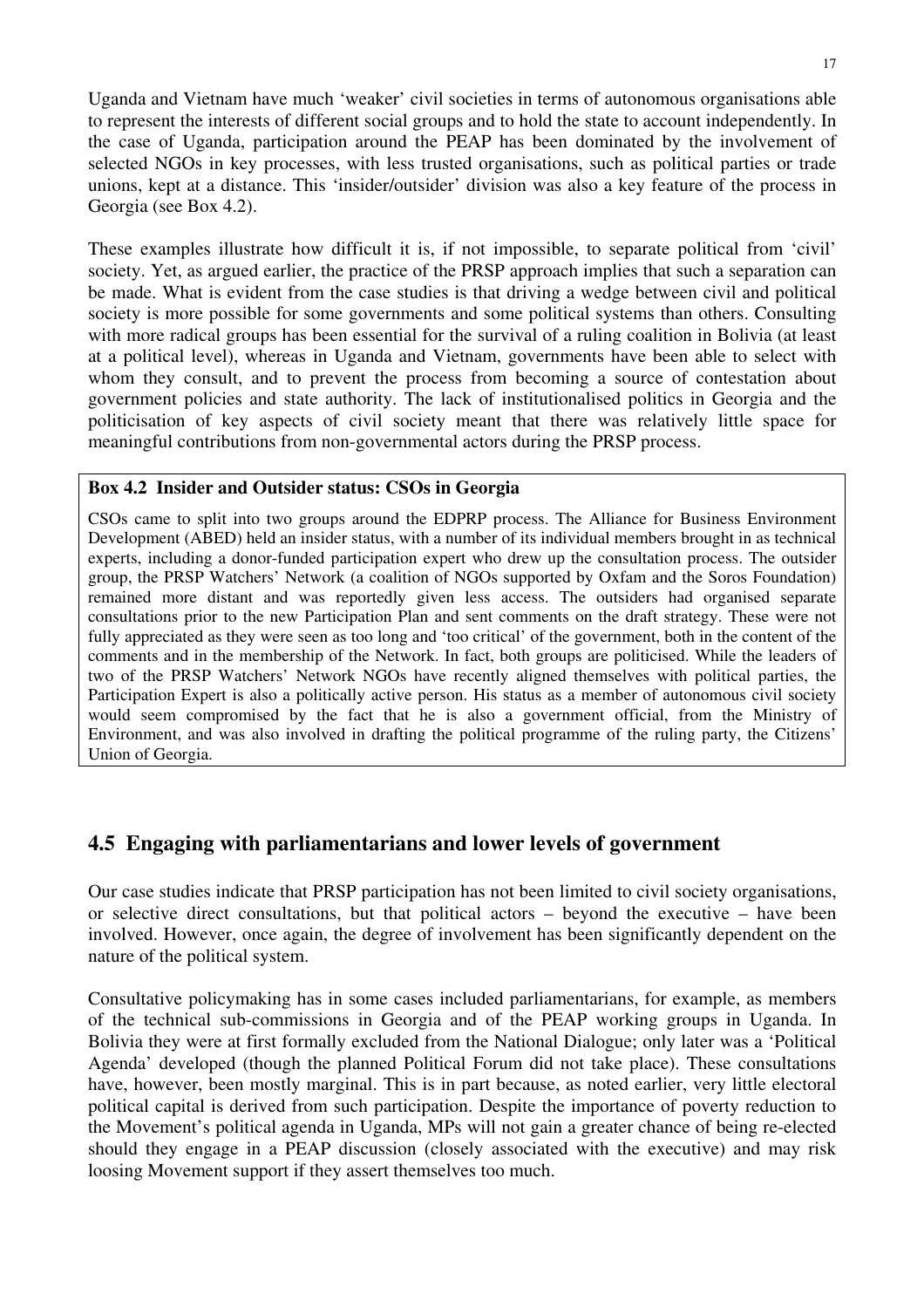Uganda and Vietnam have much 'weaker' civil societies in terms of autonomous organisations able to represent the interests of different social groups and to hold the state to account independently. In the case of Uganda, participation around the PEAP has been dominated by the involvement of selected NGOs in key processes, with less trusted organisations, such as political parties or trade unions, kept at a distance. This 'insider/outsider' division was also a key feature of the process in Georgia (see Box 4.2).

These examples illustrate how difficult it is, if not impossible, to separate political from 'civil' society. Yet, as argued earlier, the practice of the PRSP approach implies that such a separation can be made. What is evident from the case studies is that driving a wedge between civil and political society is more possible for some governments and some political systems than others. Consulting with more radical groups has been essential for the survival of a ruling coalition in Bolivia (at least at a political level), whereas in Uganda and Vietnam, governments have been able to select with whom they consult, and to prevent the process from becoming a source of contestation about government policies and state authority. The lack of institutionalised politics in Georgia and the politicisation of key aspects of civil society meant that there was relatively little space for meaningful contributions from non-governmental actors during the PRSP process.

**Box 4.2 Insider and Outsider status: CSOs in Georgia**

CSOs came to split into two groups around the EDPRP process. The Alliance for Business Environment Development (ABED) held an insider status, with a number of its individual members brought in as technical experts, including a donor-funded participation expert who drew up the consultation process. The outsider group, the PRSP Watchers' Network (a coalition of NGOs supported by Oxfam and the Soros Foundation) remained more distant and was reportedly given less access. The outsiders had organised separate consultations prior to the new Participation Plan and sent comments on the draft strategy. These were not fully appreciated as they were seen as too long and 'too critical' of the government, both in the content of the comments and in the membership of the Network. In fact, both groups are politicised. While the leaders of two of the PRSP Watchers' Network NGOs have recently aligned themselves with political parties, the Participation Expert is also a politically active person. His status as a member of autonomous civil society would seem compromised by the fact that he is also a government official, from the Ministry of Environment, and was also involved in drafting the political programme of the ruling party, the Citizens' Union of Georgia.

## 4.5 Engaging with parliamentarians and lower levels of government

Our case studies indicate that PRSP participation has not been limited to civil society organisations, or selective direct consultations, but that political actors – beyond the executive – have been involved. However, once again, the degree of involvement has been significantly dependent on the nature of the political system.

Consultative policymaking has in some cases included parliamentarians, for example, as members of the technical sub-commissions in Georgia and of the PEAP working groups in Uganda. In Bolivia they were at first formally excluded from the National Dialogue; only later was a 'Political Agenda' developed (though the planned Political Forum did not take place). These consultations have, however, been mostly marginal. This is in part because, as noted earlier, very little electoral political capital is derived from such participation. Despite the importance of poverty reduction to the Movement's political agenda in Uganda, MPs will not gain a greater chance of being re-elected should they engage in a PEAP discussion (closely associated with the executive) and may risk loosing Movement support if they assert themselves too much.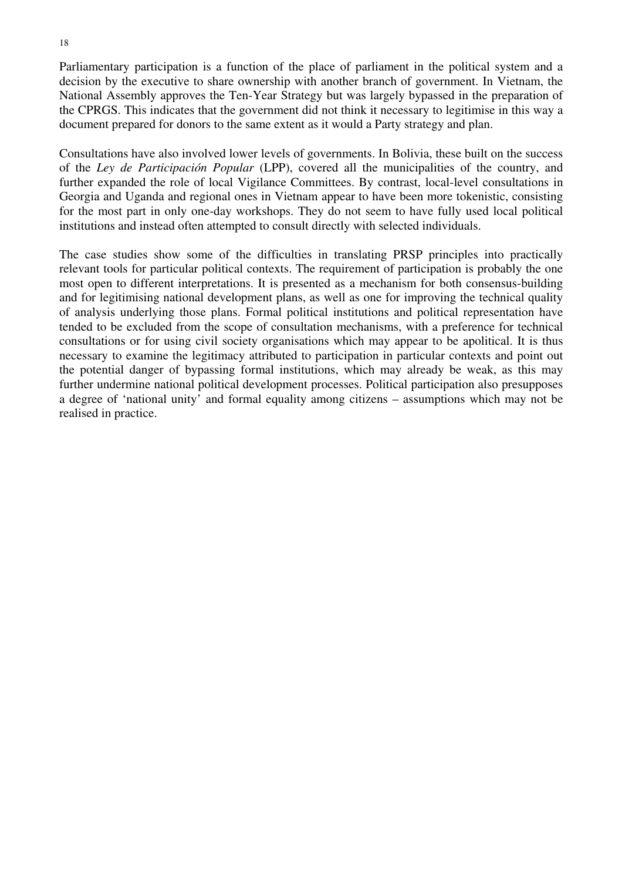Parliamentary participation is a function of the place of parliament in the political system and a decision by the executive to share ownership with another branch of government. In Vietnam, the National Assembly approves the Ten-Year Strategy but was largely bypassed in the preparation of the CPRGS. This indicates that the government did not think it necessary to legitimise in this way a document prepared for donors to the same extent as it would a Party strategy and plan.

Consultations have also involved lower levels of governments. In Bolivia, these built on the success of the *Ley de Participación Popular* (LPP), covered all the municipalities of the country, and further expanded the role of local Vigilance Committees. By contrast, local-level consultations in Georgia and Uganda and regional ones in Vietnam appear to have been more tokenistic, consisting for the most part in only one-day workshops. They do not seem to have fully used local political institutions and instead often attempted to consult directly with selected individuals.

The case studies show some of the difficulties in translating PRSP principles into practically relevant tools for particular political contexts. The requirement of participation is probably the one most open to different interpretations. It is presented as a mechanism for both consensus-building and for legitimising national development plans, as well as one for improving the technical quality of analysis underlying those plans. Formal political institutions and political representation have tended to be excluded from the scope of consultation mechanisms, with a preference for technical consultations or for using civil society organisations which may appear to be apolitical. It is thus necessary to examine the legitimacy attributed to participation in particular contexts and point out the potential danger of bypassing formal institutions, which may already be weak, as this may further undermine national political development processes. Political participation also presupposes a degree of 'national unity' and formal equality among citizens – assumptions which may not be realised in practice.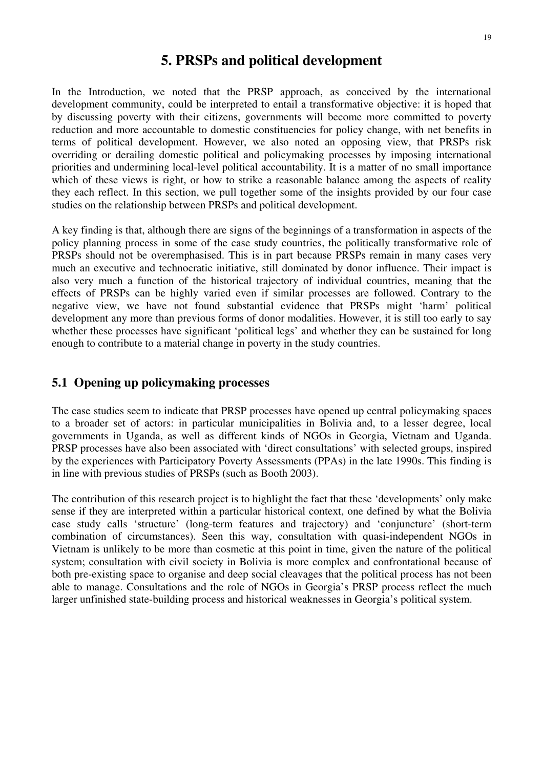# 5. PRSPs and political development

In the Introduction, we noted that the PRSP approach, as conceived by the international development community, could be interpreted to entail a transformative objective: it is hoped that by discussing poverty with their citizens, governments will become more committed to poverty reduction and more accountable to domestic constituencies for policy change, with net benefits in terms of political development. However, we also noted an opposing view, that PRSPs risk overriding or derailing domestic political and policymaking processes by imposing international priorities and undermining local-level political accountability. It is a matter of no small importance which of these views is right, or how to strike a reasonable balance among the aspects of reality they each reflect. In this section, we pull together some of the insights provided by our four case studies on the relationship between PRSPs and political development.

A key finding is that, although there are signs of the beginnings of a transformation in aspects of the policy planning process in some of the case study countries, the politically transformative role of PRSPs should not be overemphasised. This is in part because PRSPs remain in many cases very much an executive and technocratic initiative, still dominated by donor influence. Their impact is also very much a function of the historical trajectory of individual countries, meaning that the effects of PRSPs can be highly varied even if similar processes are followed. Contrary to the negative view, we have not found substantial evidence that PRSPs might 'harm' political development any more than previous forms of donor modalities. However, it is still too early to say whether these processes have significant 'political legs' and whether they can be sustained for long enough to contribute to a material change in poverty in the study countries.

## 5.1 Opening up policymaking processes

The case studies seem to indicate that PRSP processes have opened up central policymaking spaces to a broader set of actors: in particular municipalities in Bolivia and, to a lesser degree, local governments in Uganda, as well as different kinds of NGOs in Georgia, Vietnam and Uganda. PRSP processes have also been associated with 'direct consultations' with selected groups, inspired by the experiences with Participatory Poverty Assessments (PPAs) in the late 1990s. This finding is in line with previous studies of PRSPs (such as Booth 2003).

The contribution of this research project is to highlight the fact that these 'developments' only make sense if they are interpreted within a particular historical context, one defined by what the Bolivia case study calls 'structure' (long-term features and trajectory) and 'conjuncture' (short-term combination of circumstances). Seen this way, consultation with quasi-independent NGOs in Vietnam is unlikely to be more than cosmetic at this point in time, given the nature of the political system; consultation with civil society in Bolivia is more complex and confrontational because of both pre-existing space to organise and deep social cleavages that the political process has not been able to manage. Consultations and the role of NGOs in Georgia's PRSP process reflect the much larger unfinished state-building process and historical weaknesses in Georgia's political system.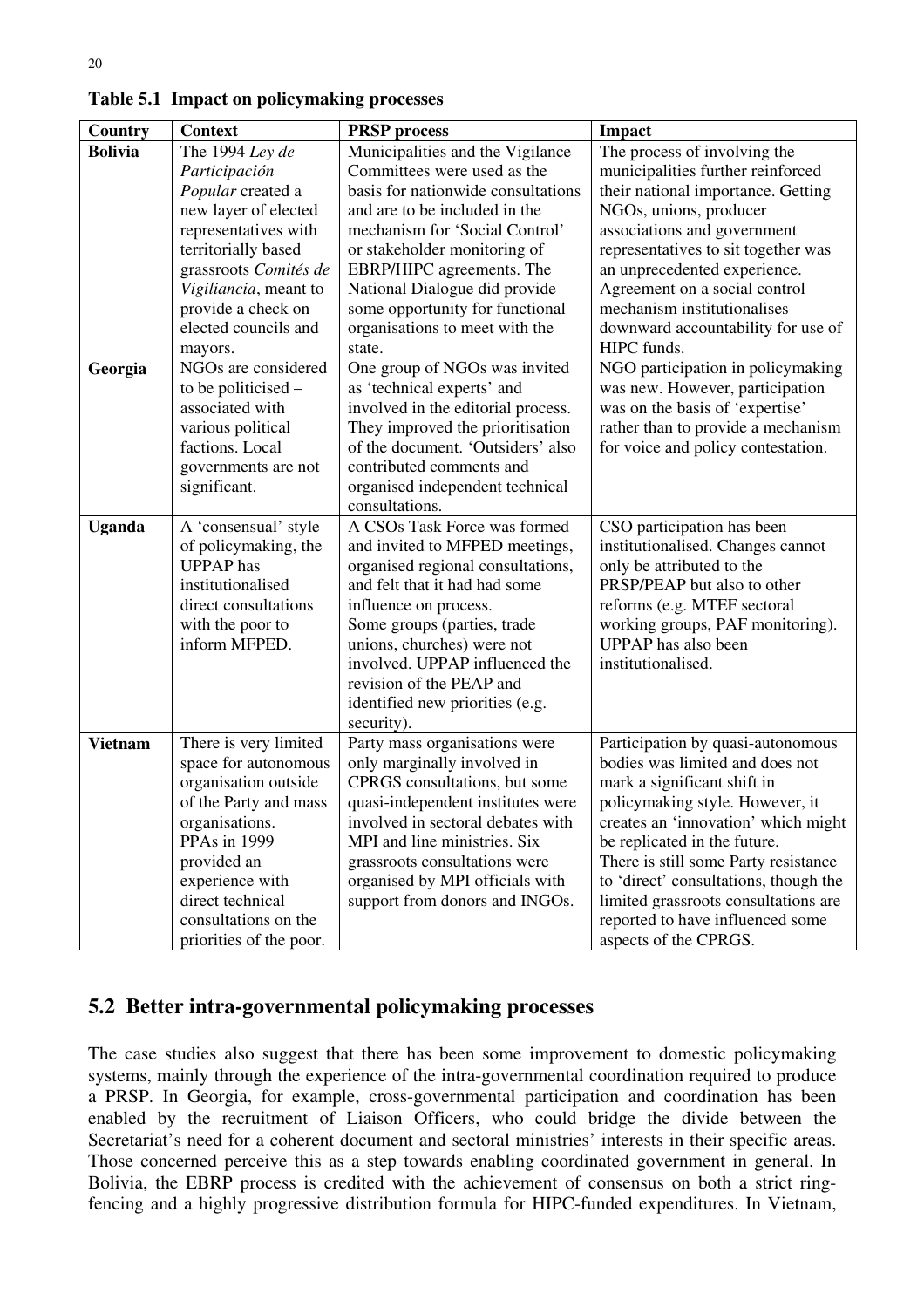**Table 5.1 Impact on policymaking processes**

| Country | Context | PRSP process | Impact |
| --- | --- | --- | --- |
| **Bolivia** | The 1994 *Ley de Participación Popular* created a new layer of elected representatives with territorially based grassroots *Comités de Vigiliancia*, meant to provide a check on elected councils and mayors. | Municipalities and the Vigilance Committees were used as the basis for nationwide consultations and are to be included in the mechanism for 'Social Control' or stakeholder monitoring of EBRP/HIPC agreements. The National Dialogue did provide some opportunity for functional organisations to meet with the state. | The process of involving the municipalities further reinforced their national importance. Getting NGOs, unions, producer associations and government representatives to sit together was an unprecedented experience. Agreement on a social control mechanism institutionalises downward accountability for use of HIPC funds. |
| **Georgia** | NGOs are considered to be politicised – associated with various political factions. Local governments are not significant. | One group of NGOs was invited as 'technical experts' and involved in the editorial process. They improved the prioritisation of the document. 'Outsiders' also contributed comments and organised independent technical consultations. | NGO participation in policymaking was new. However, participation was on the basis of 'expertise' rather than to provide a mechanism for voice and policy contestation. |
| **Uganda** | A 'consensual' style of policymaking, the UPPAP has institutionalised direct consultations with the poor to inform MFPED. | A CSOs Task Force was formed and invited to MFPED meetings, organised regional consultations, and felt that it had had some influence on process. Some groups (parties, trade unions, churches) were not involved. UPPAP influenced the revision of the PEAP and identified new priorities (e.g. security). | CSO participation has been institutionalised. Changes cannot only be attributed to the PRSP/PEAP but also to other reforms (e.g. MTEF sectoral working groups, PAF monitoring). UPPAP has also been institutionalised. |
| **Vietnam** | There is very limited space for autonomous organisation outside of the Party and mass organisations. PPAs in 1999 provided an experience with direct technical consultations on the priorities of the poor. | Party mass organisations were only marginally involved in CPRGS consultations, but some quasi-independent institutes were involved in sectoral debates with MPI and line ministries. Six grassroots consultations were organised by MPI officials with support from donors and INGOs. | Participation by quasi-autonomous bodies was limited and does not mark a significant shift in policymaking style. However, it creates an 'innovation' which might be replicated in the future. There is still some Party resistance to 'direct' consultations, though the limited grassroots consultations are reported to have influenced some aspects of the CPRGS. |

## 5.2 Better intra-governmental policymaking processes

The case studies also suggest that there has been some improvement to domestic policymaking systems, mainly through the experience of the intra-governmental coordination required to produce a PRSP. In Georgia, for example, cross-governmental participation and coordination has been enabled by the recruitment of Liaison Officers, who could bridge the divide between the Secretariat's need for a coherent document and sectoral ministries' interests in their specific areas. Those concerned perceive this as a step towards enabling coordinated government in general. In Bolivia, the EBRP process is credited with the achievement of consensus on both a strict ring-fencing and a highly progressive distribution formula for HIPC-funded expenditures. In Vietnam,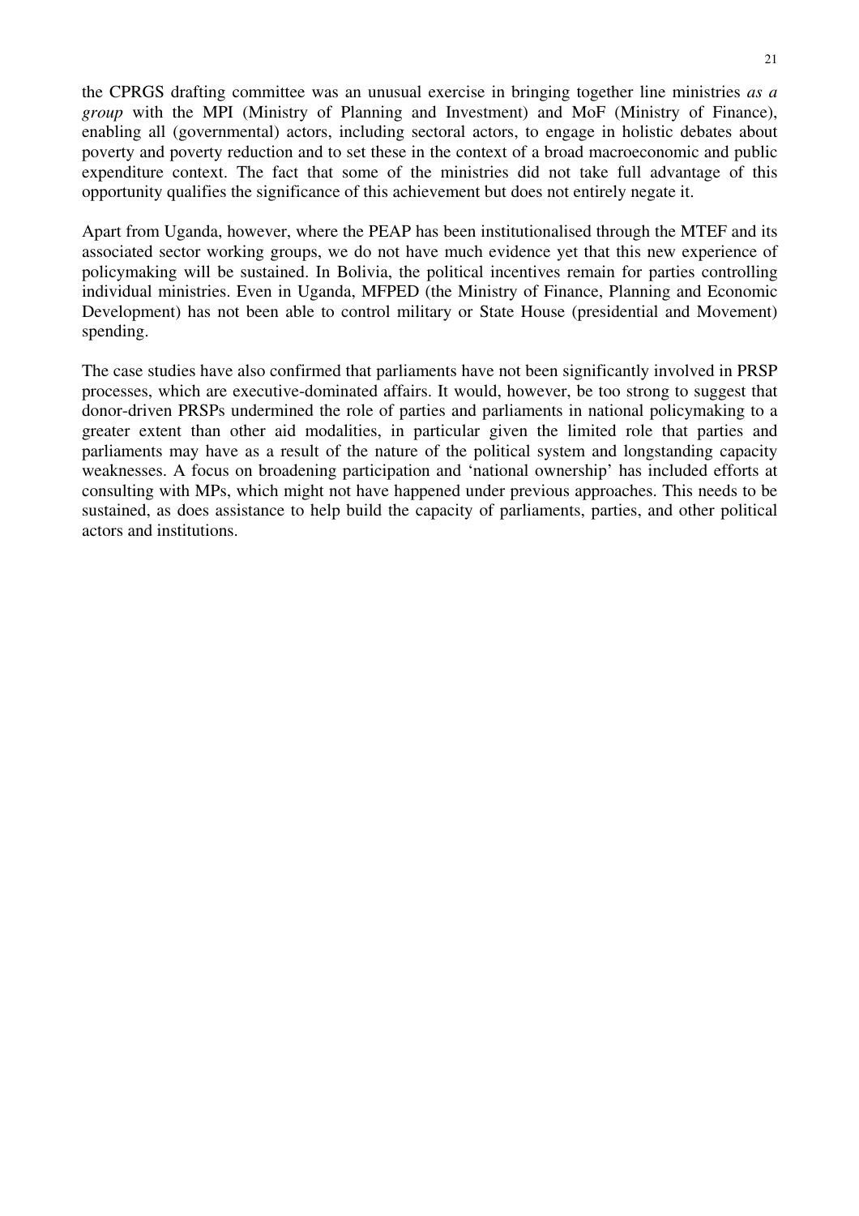the CPRGS drafting committee was an unusual exercise in bringing together line ministries *as a group* with the MPI (Ministry of Planning and Investment) and MoF (Ministry of Finance), enabling all (governmental) actors, including sectoral actors, to engage in holistic debates about poverty and poverty reduction and to set these in the context of a broad macroeconomic and public expenditure context. The fact that some of the ministries did not take full advantage of this opportunity qualifies the significance of this achievement but does not entirely negate it.

Apart from Uganda, however, where the PEAP has been institutionalised through the MTEF and its associated sector working groups, we do not have much evidence yet that this new experience of policymaking will be sustained. In Bolivia, the political incentives remain for parties controlling individual ministries. Even in Uganda, MFPED (the Ministry of Finance, Planning and Economic Development) has not been able to control military or State House (presidential and Movement) spending.

The case studies have also confirmed that parliaments have not been significantly involved in PRSP processes, which are executive-dominated affairs. It would, however, be too strong to suggest that donor-driven PRSPs undermined the role of parties and parliaments in national policymaking to a greater extent than other aid modalities, in particular given the limited role that parties and parliaments may have as a result of the nature of the political system and longstanding capacity weaknesses. A focus on broadening participation and 'national ownership' has included efforts at consulting with MPs, which might not have happened under previous approaches. This needs to be sustained, as does assistance to help build the capacity of parliaments, parties, and other political actors and institutions.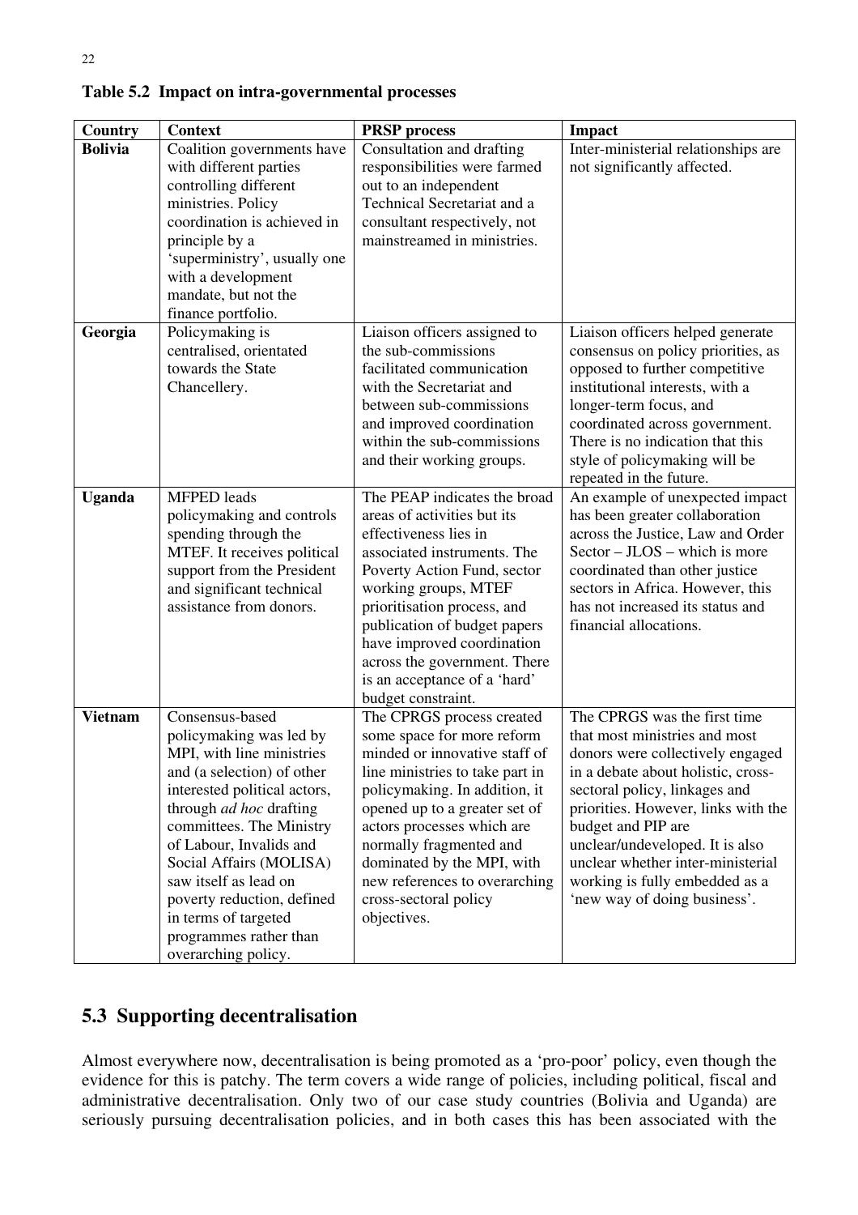**Table 5.2 Impact on intra-governmental processes**

| Country | Context | PRSP process | Impact |
|---|---|---|---|
| **Bolivia** | Coalition governments have with different parties controlling different ministries. Policy coordination is achieved in principle by a 'superministry', usually one with a development mandate, but not the finance portfolio. | Consultation and drafting responsibilities were farmed out to an independent Technical Secretariat and a consultant respectively, not mainstreamed in ministries. | Inter-ministerial relationships are not significantly affected. |
| **Georgia** | Policymaking is centralised, orientated towards the State Chancellery. | Liaison officers assigned to the sub-commissions facilitated communication with the Secretariat and between sub-commissions and improved coordination within the sub-commissions and their working groups. | Liaison officers helped generate consensus on policy priorities, as opposed to further competitive institutional interests, with a longer-term focus, and coordinated across government. There is no indication that this style of policymaking will be repeated in the future. |
| **Uganda** | MFPED leads policymaking and controls spending through the MTEF. It receives political support from the President and significant technical assistance from donors. | The PEAP indicates the broad areas of activities but its effectiveness lies in associated instruments. The Poverty Action Fund, sector working groups, MTEF prioritisation process, and publication of budget papers have improved coordination across the government. There is an acceptance of a 'hard' budget constraint. | An example of unexpected impact has been greater collaboration across the Justice, Law and Order Sector – JLOS – which is more coordinated than other justice sectors in Africa. However, this has not increased its status and financial allocations. |
| **Vietnam** | Consensus-based policymaking was led by MPI, with line ministries and (a selection) of other interested political actors, through *ad hoc* drafting committees. The Ministry of Labour, Invalids and Social Affairs (MOLISA) saw itself as lead on poverty reduction, defined in terms of targeted programmes rather than overarching policy. | The CPRGS process created some space for more reform minded or innovative staff of line ministries to take part in policymaking. In addition, it opened up to a greater set of actors processes which are normally fragmented and dominated by the MPI, with new references to overarching cross-sectoral policy objectives. | The CPRGS was the first time that most ministries and most donors were collectively engaged in a debate about holistic, cross-sectoral policy, linkages and priorities. However, links with the budget and PIP are unclear/undeveloped. It is also unclear whether inter-ministerial working is fully embedded as a 'new way of doing business'. |

## 5.3 Supporting decentralisation

Almost everywhere now, decentralisation is being promoted as a 'pro-poor' policy, even though the evidence for this is patchy. The term covers a wide range of policies, including political, fiscal and administrative decentralisation. Only two of our case study countries (Bolivia and Uganda) are seriously pursuing decentralisation policies, and in both cases this has been associated with the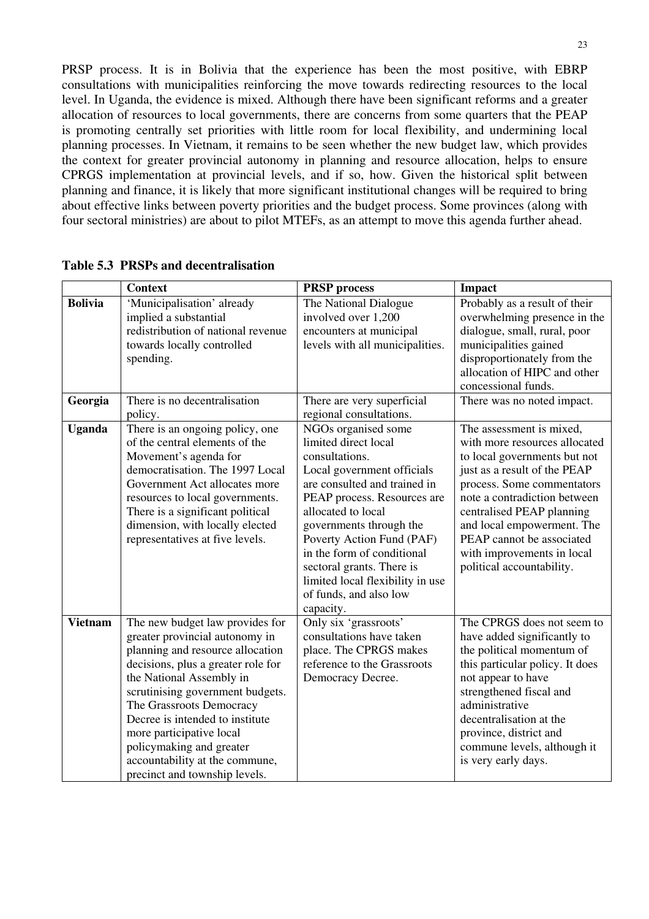PRSP process. It is in Bolivia that the experience has been the most positive, with EBRP consultations with municipalities reinforcing the move towards redirecting resources to the local level. In Uganda, the evidence is mixed. Although there have been significant reforms and a greater allocation of resources to local governments, there are concerns from some quarters that the PEAP is promoting centrally set priorities with little room for local flexibility, and undermining local planning processes. In Vietnam, it remains to be seen whether the new budget law, which provides the context for greater provincial autonomy in planning and resource allocation, helps to ensure CPRGS implementation at provincial levels, and if so, how. Given the historical split between planning and finance, it is likely that more significant institutional changes will be required to bring about effective links between poverty priorities and the budget process. Some provinces (along with four sectoral ministries) are about to pilot MTEFs, as an attempt to move this agenda further ahead.

**Table 5.3 PRSPs and decentralisation**

| | Context | PRSP process | Impact |
|---|---|---|---|
| **Bolivia** | 'Municipalisation' already implied a substantial redistribution of national revenue towards locally controlled spending. | The National Dialogue involved over 1,200 encounters at municipal levels with all municipalities. | Probably as a result of their overwhelming presence in the dialogue, small, rural, poor municipalities gained disproportionately from the allocation of HIPC and other concessional funds. |
| **Georgia** | There is no decentralisation policy. | There are very superficial regional consultations. | There was no noted impact. |
| **Uganda** | There is an ongoing policy, one of the central elements of the Movement's agenda for democratisation. The 1997 Local Government Act allocates more resources to local governments. There is a significant political dimension, with locally elected representatives at five levels. | NGOs organised some limited direct local consultations. Local government officials are consulted and trained in PEAP process. Resources are allocated to local governments through the Poverty Action Fund (PAF) in the form of conditional sectoral grants. There is limited local flexibility in use of funds, and also low capacity. | The assessment is mixed, with more resources allocated to local governments but not just as a result of the PEAP process. Some commentators note a contradiction between centralised PEAP planning and local empowerment. The PEAP cannot be associated with improvements in local political accountability. |
| **Vietnam** | The new budget law provides for greater provincial autonomy in planning and resource allocation decisions, plus a greater role for the National Assembly in scrutinising government budgets. The Grassroots Democracy Decree is intended to institute more participative local policymaking and greater accountability at the commune, precinct and township levels. | Only six 'grassroots' consultations have taken place. The CPRGS makes reference to the Grassroots Democracy Decree. | The CPRGS does not seem to have added significantly to the political momentum of this particular policy. It does not appear to have strengthened fiscal and administrative decentralisation at the province, district and commune levels, although it is very early days. |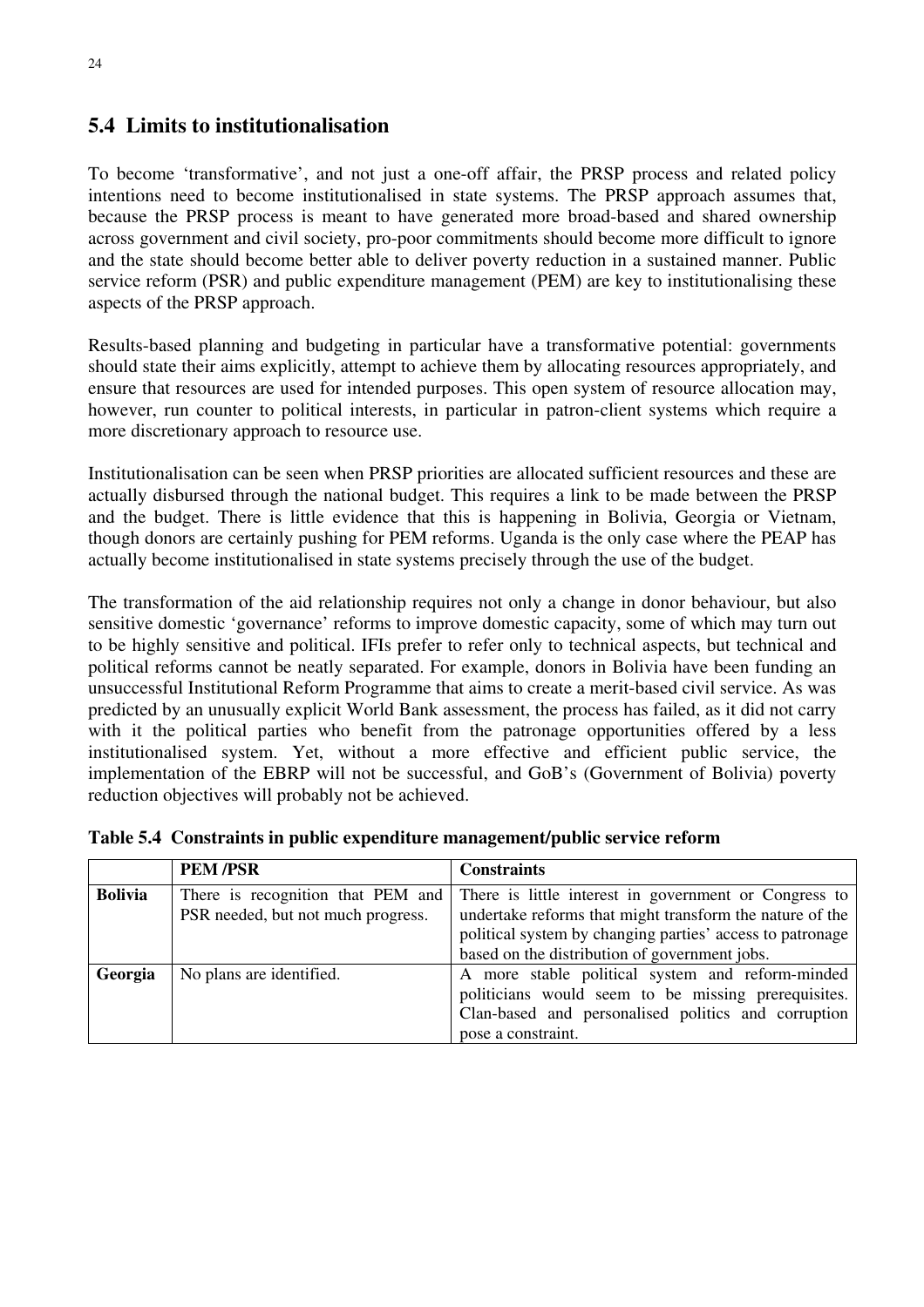## 5.4 Limits to institutionalisation

To become 'transformative', and not just a one-off affair, the PRSP process and related policy intentions need to become institutionalised in state systems. The PRSP approach assumes that, because the PRSP process is meant to have generated more broad-based and shared ownership across government and civil society, pro-poor commitments should become more difficult to ignore and the state should become better able to deliver poverty reduction in a sustained manner. Public service reform (PSR) and public expenditure management (PEM) are key to institutionalising these aspects of the PRSP approach.

Results-based planning and budgeting in particular have a transformative potential: governments should state their aims explicitly, attempt to achieve them by allocating resources appropriately, and ensure that resources are used for intended purposes. This open system of resource allocation may, however, run counter to political interests, in particular in patron-client systems which require a more discretionary approach to resource use.

Institutionalisation can be seen when PRSP priorities are allocated sufficient resources and these are actually disbursed through the national budget. This requires a link to be made between the PRSP and the budget. There is little evidence that this is happening in Bolivia, Georgia or Vietnam, though donors are certainly pushing for PEM reforms. Uganda is the only case where the PEAP has actually become institutionalised in state systems precisely through the use of the budget.

The transformation of the aid relationship requires not only a change in donor behaviour, but also sensitive domestic 'governance' reforms to improve domestic capacity, some of which may turn out to be highly sensitive and political. IFIs prefer to refer only to technical aspects, but technical and political reforms cannot be neatly separated. For example, donors in Bolivia have been funding an unsuccessful Institutional Reform Programme that aims to create a merit-based civil service. As was predicted by an unusually explicit World Bank assessment, the process has failed, as it did not carry with it the political parties who benefit from the patronage opportunities offered by a less institutionalised system. Yet, without a more effective and efficient public service, the implementation of the EBRP will not be successful, and GoB's (Government of Bolivia) poverty reduction objectives will probably not be achieved.

**Table 5.4 Constraints in public expenditure management/public service reform**

| | PEM /PSR | Constraints |
|---|---|---|
| **Bolivia** | There is recognition that PEM and PSR needed, but not much progress. | There is little interest in government or Congress to undertake reforms that might transform the nature of the political system by changing parties' access to patronage based on the distribution of government jobs. |
| **Georgia** | No plans are identified. | A more stable political system and reform-minded politicians would seem to be missing prerequisites. Clan-based and personalised politics and corruption pose a constraint. |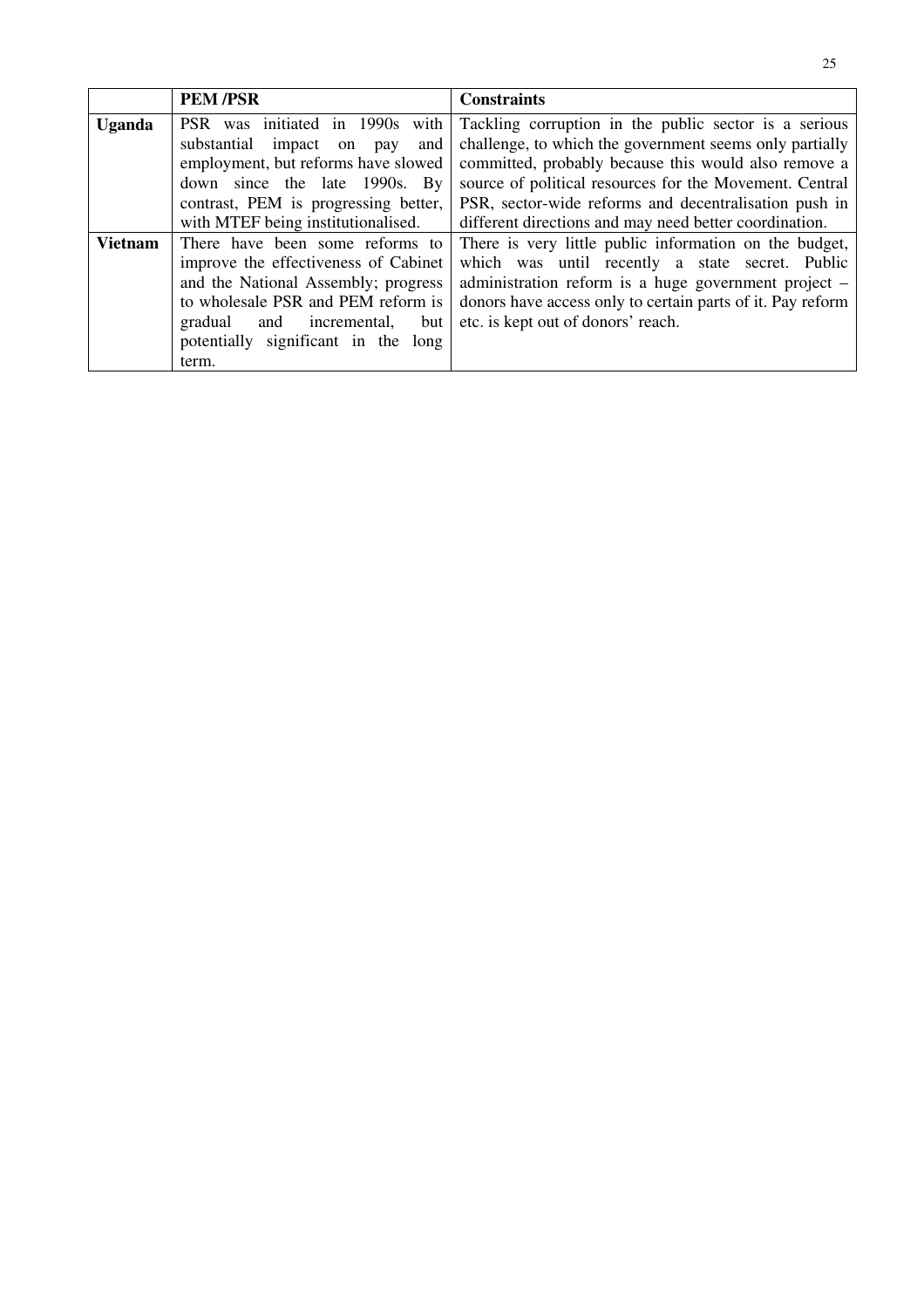| | PEM /PSR | Constraints |
|---|---|---|
| **Uganda** | PSR was initiated in 1990s with substantial impact on pay and employment, but reforms have slowed down since the late 1990s. By contrast, PEM is progressing better, with MTEF being institutionalised. | Tackling corruption in the public sector is a serious challenge, to which the government seems only partially committed, probably because this would also remove a source of political resources for the Movement. Central PSR, sector-wide reforms and decentralisation push in different directions and may need better coordination. |
| **Vietnam** | There have been some reforms to improve the effectiveness of Cabinet and the National Assembly; progress to wholesale PSR and PEM reform is gradual and incremental, but potentially significant in the long term. | There is very little public information on the budget, which was until recently a state secret. Public administration reform is a huge government project – donors have access only to certain parts of it. Pay reform etc. is kept out of donors' reach. |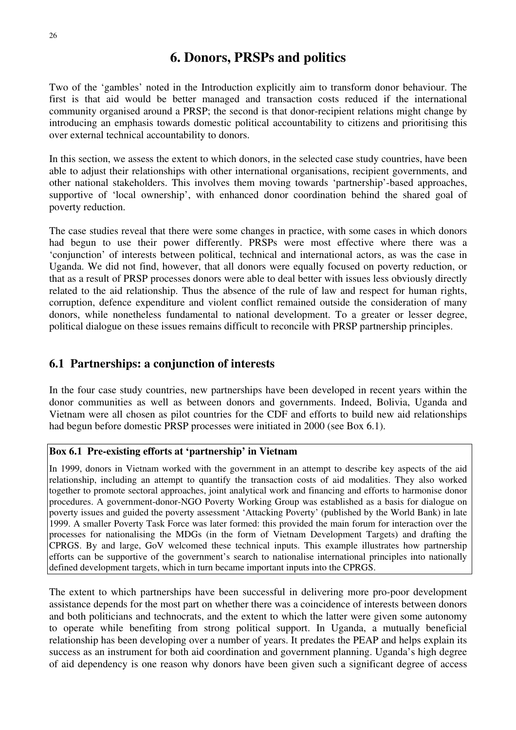# 6. Donors, PRSPs and politics

Two of the 'gambles' noted in the Introduction explicitly aim to transform donor behaviour. The first is that aid would be better managed and transaction costs reduced if the international community organised around a PRSP; the second is that donor-recipient relations might change by introducing an emphasis towards domestic political accountability to citizens and prioritising this over external technical accountability to donors.

In this section, we assess the extent to which donors, in the selected case study countries, have been able to adjust their relationships with other international organisations, recipient governments, and other national stakeholders. This involves them moving towards 'partnership'-based approaches, supportive of 'local ownership', with enhanced donor coordination behind the shared goal of poverty reduction.

The case studies reveal that there were some changes in practice, with some cases in which donors had begun to use their power differently. PRSPs were most effective where there was a 'conjunction' of interests between political, technical and international actors, as was the case in Uganda. We did not find, however, that all donors were equally focused on poverty reduction, or that as a result of PRSP processes donors were able to deal better with issues less obviously directly related to the aid relationship. Thus the absence of the rule of law and respect for human rights, corruption, defence expenditure and violent conflict remained outside the consideration of many donors, while nonetheless fundamental to national development. To a greater or lesser degree, political dialogue on these issues remains difficult to reconcile with PRSP partnership principles.

## 6.1 Partnerships: a conjunction of interests

In the four case study countries, new partnerships have been developed in recent years within the donor communities as well as between donors and governments. Indeed, Bolivia, Uganda and Vietnam were all chosen as pilot countries for the CDF and efforts to build new aid relationships had begun before domestic PRSP processes were initiated in 2000 (see Box 6.1).

**Box 6.1 Pre-existing efforts at 'partnership' in Vietnam**

In 1999, donors in Vietnam worked with the government in an attempt to describe key aspects of the aid relationship, including an attempt to quantify the transaction costs of aid modalities. They also worked together to promote sectoral approaches, joint analytical work and financing and efforts to harmonise donor procedures. A government-donor-NGO Poverty Working Group was established as a basis for dialogue on poverty issues and guided the poverty assessment 'Attacking Poverty' (published by the World Bank) in late 1999. A smaller Poverty Task Force was later formed: this provided the main forum for interaction over the processes for nationalising the MDGs (in the form of Vietnam Development Targets) and drafting the CPRGS. By and large, GoV welcomed these technical inputs. This example illustrates how partnership efforts can be supportive of the government's search to nationalise international principles into nationally defined development targets, which in turn became important inputs into the CPRGS.

The extent to which partnerships have been successful in delivering more pro-poor development assistance depends for the most part on whether there was a coincidence of interests between donors and both politicians and technocrats, and the extent to which the latter were given some autonomy to operate while benefiting from strong political support. In Uganda, a mutually beneficial relationship has been developing over a number of years. It predates the PEAP and helps explain its success as an instrument for both aid coordination and government planning. Uganda's high degree of aid dependency is one reason why donors have been given such a significant degree of access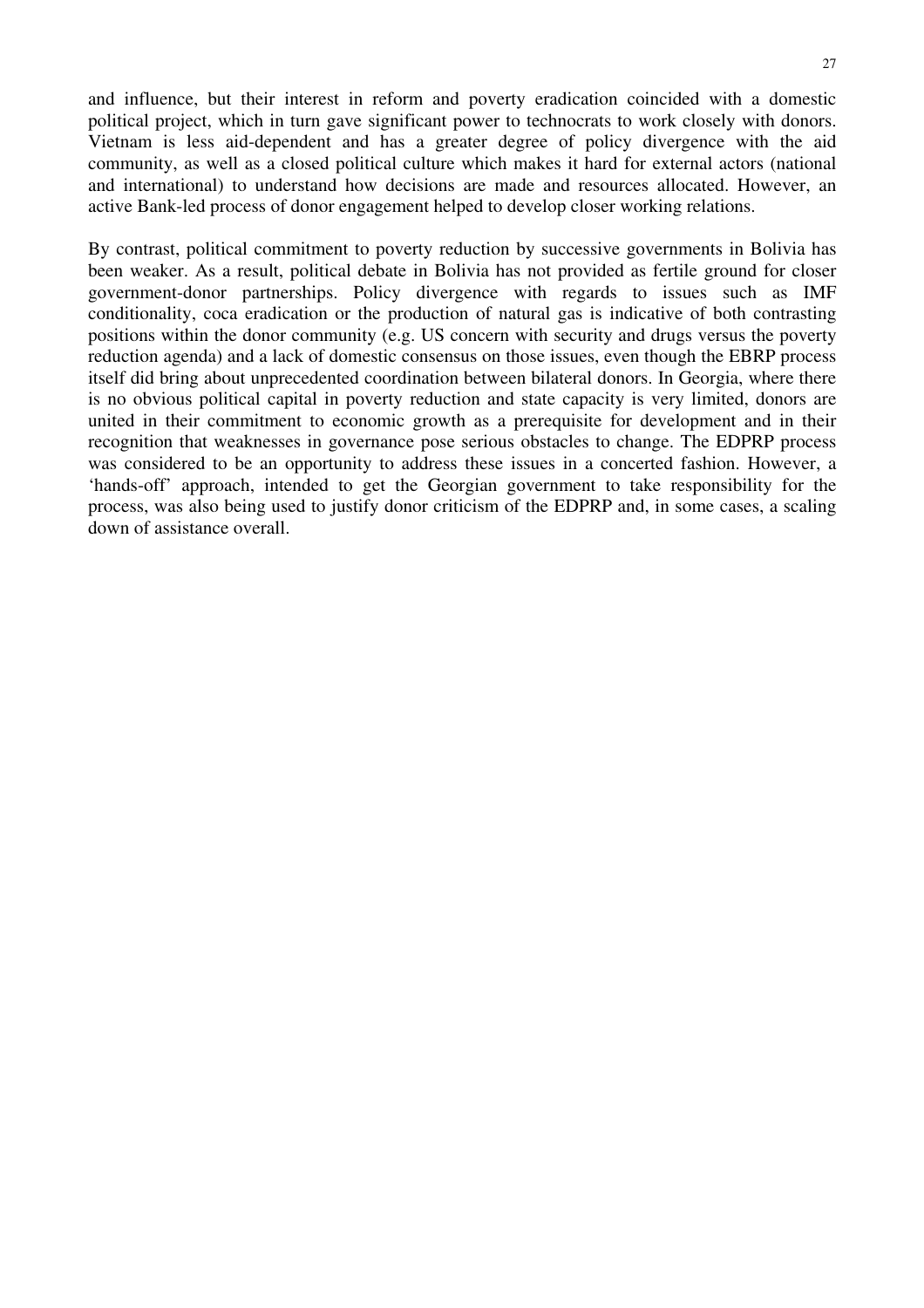and influence, but their interest in reform and poverty eradication coincided with a domestic political project, which in turn gave significant power to technocrats to work closely with donors. Vietnam is less aid-dependent and has a greater degree of policy divergence with the aid community, as well as a closed political culture which makes it hard for external actors (national and international) to understand how decisions are made and resources allocated. However, an active Bank-led process of donor engagement helped to develop closer working relations.

By contrast, political commitment to poverty reduction by successive governments in Bolivia has been weaker. As a result, political debate in Bolivia has not provided as fertile ground for closer government-donor partnerships. Policy divergence with regards to issues such as IMF conditionality, coca eradication or the production of natural gas is indicative of both contrasting positions within the donor community (e.g. US concern with security and drugs versus the poverty reduction agenda) and a lack of domestic consensus on those issues, even though the EBRP process itself did bring about unprecedented coordination between bilateral donors. In Georgia, where there is no obvious political capital in poverty reduction and state capacity is very limited, donors are united in their commitment to economic growth as a prerequisite for development and in their recognition that weaknesses in governance pose serious obstacles to change. The EDPRP process was considered to be an opportunity to address these issues in a concerted fashion. However, a 'hands-off' approach, intended to get the Georgian government to take responsibility for the process, was also being used to justify donor criticism of the EDPRP and, in some cases, a scaling down of assistance overall.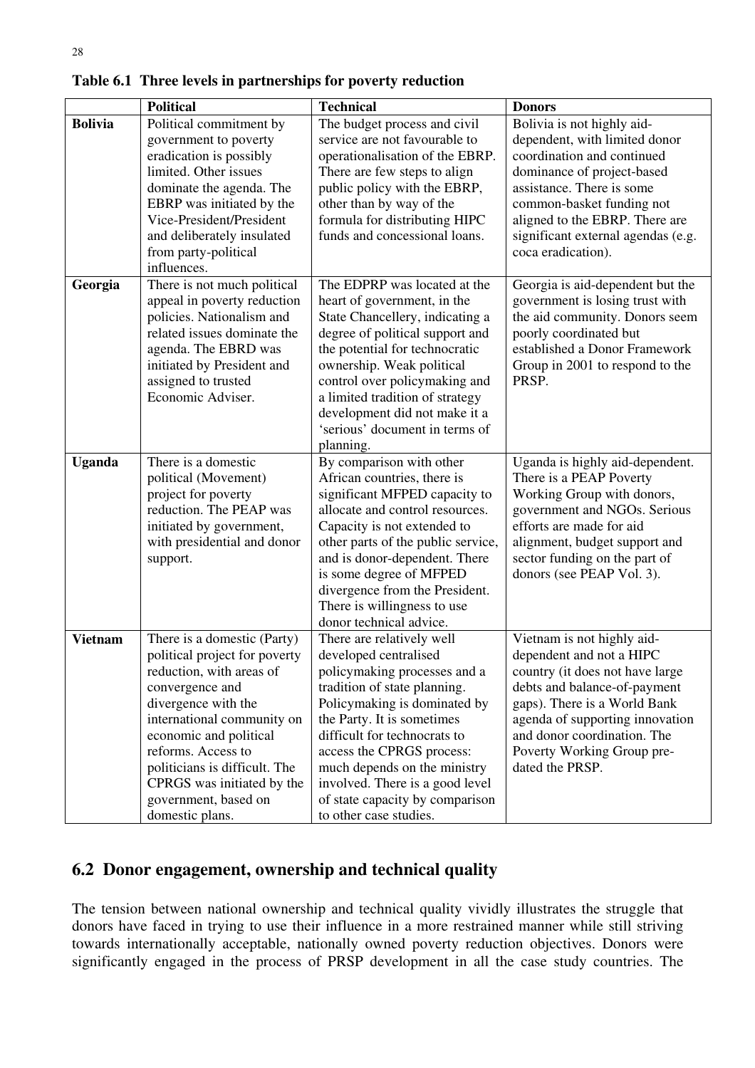**Table 6.1 Three levels in partnerships for poverty reduction**

| | Political | Technical | Donors |
|---|---|---|---|
| **Bolivia** | Political commitment by government to poverty eradication is possibly limited. Other issues dominate the agenda. The EBRP was initiated by the Vice-President/President and deliberately insulated from party-political influences. | The budget process and civil service are not favourable to operationalisation of the EBRP. There are few steps to align public policy with the EBRP, other than by way of the formula for distributing HIPC funds and concessional loans. | Bolivia is not highly aid-dependent, with limited donor coordination and continued dominance of project-based assistance. There is some common-basket funding not aligned to the EBRP. There are significant external agendas (e.g. coca eradication). |
| **Georgia** | There is not much political appeal in poverty reduction policies. Nationalism and related issues dominate the agenda. The EBRD was initiated by President and assigned to trusted Economic Adviser. | The EDPRP was located at the heart of government, in the State Chancellery, indicating a degree of political support and the potential for technocratic ownership. Weak political control over policymaking and a limited tradition of strategy development did not make it a 'serious' document in terms of planning. | Georgia is aid-dependent but the government is losing trust with the aid community. Donors seem poorly coordinated but established a Donor Framework Group in 2001 to respond to the PRSP. |
| **Uganda** | There is a domestic political (Movement) project for poverty reduction. The PEAP was initiated by government, with presidential and donor support. | By comparison with other African countries, there is significant MFPED capacity to allocate and control resources. Capacity is not extended to other parts of the public service, and is donor-dependent. There is some degree of MFPED divergence from the President. There is willingness to use donor technical advice. | Uganda is highly aid-dependent. There is a PEAP Poverty Working Group with donors, government and NGOs. Serious efforts are made for aid alignment, budget support and sector funding on the part of donors (see PEAP Vol. 3). |
| **Vietnam** | There is a domestic (Party) political project for poverty reduction, with areas of convergence and divergence with the international community on economic and political reforms. Access to politicians is difficult. The CPRGS was initiated by the government, based on domestic plans. | There are relatively well developed centralised policymaking processes and a tradition of state planning. Policymaking is dominated by the Party. It is sometimes difficult for technocrats to access the CPRGS process: much depends on the ministry involved. There is a good level of state capacity by comparison to other case studies. | Vietnam is not highly aid-dependent and not a HIPC country (it does not have large debts and balance-of-payment gaps). There is a World Bank agenda of supporting innovation and donor coordination. The Poverty Working Group pre-dated the PRSP. |

## 6.2 Donor engagement, ownership and technical quality

The tension between national ownership and technical quality vividly illustrates the struggle that donors have faced in trying to use their influence in a more restrained manner while still striving towards internationally acceptable, nationally owned poverty reduction objectives. Donors were significantly engaged in the process of PRSP development in all the case study countries. The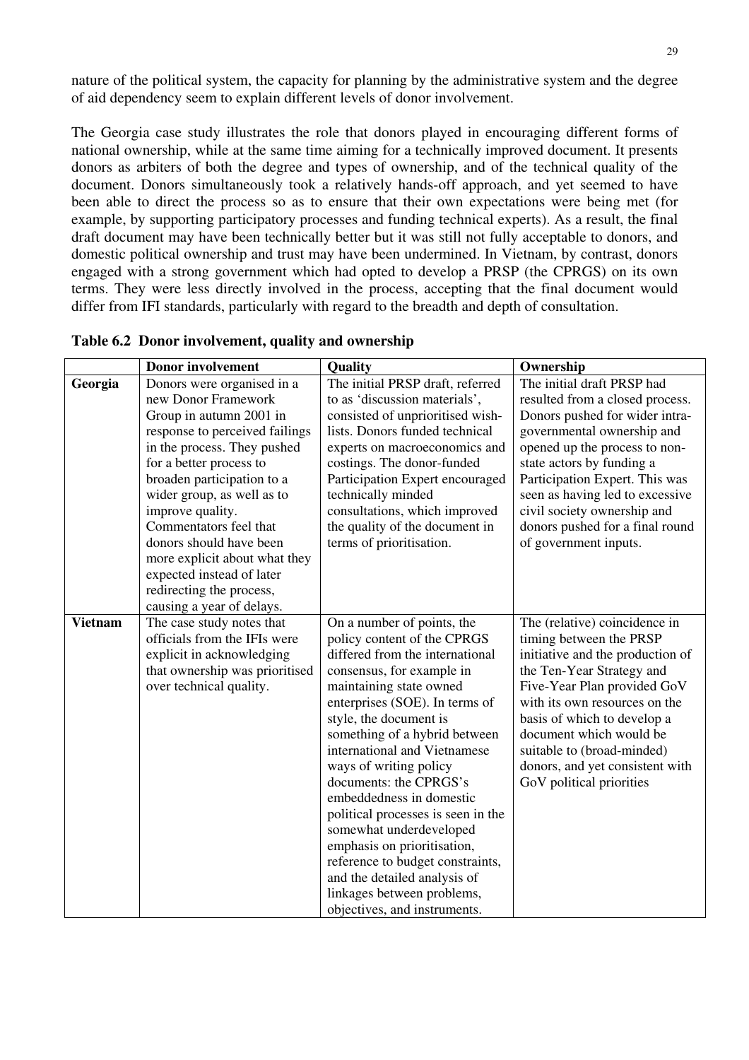nature of the political system, the capacity for planning by the administrative system and the degree of aid dependency seem to explain different levels of donor involvement.

The Georgia case study illustrates the role that donors played in encouraging different forms of national ownership, while at the same time aiming for a technically improved document. It presents donors as arbiters of both the degree and types of ownership, and of the technical quality of the document. Donors simultaneously took a relatively hands-off approach, and yet seemed to have been able to direct the process so as to ensure that their own expectations were being met (for example, by supporting participatory processes and funding technical experts). As a result, the final draft document may have been technically better but it was still not fully acceptable to donors, and domestic political ownership and trust may have been undermined. In Vietnam, by contrast, donors engaged with a strong government which had opted to develop a PRSP (the CPRGS) on its own terms. They were less directly involved in the process, accepting that the final document would differ from IFI standards, particularly with regard to the breadth and depth of consultation.

**Table 6.2 Donor involvement, quality and ownership**

| | **Donor involvement** | **Quality** | **Ownership** |
|---|---|---|---|
| **Georgia** | Donors were organised in a new Donor Framework Group in autumn 2001 in response to perceived failings in the process. They pushed for a better process to broaden participation to a wider group, as well as to improve quality. Commentators feel that donors should have been more explicit about what they expected instead of later redirecting the process, causing a year of delays. | The initial PRSP draft, referred to as 'discussion materials', consisted of unprioritised wish-lists. Donors funded technical experts on macroeconomics and costings. The donor-funded Participation Expert encouraged technically minded consultations, which improved the quality of the document in terms of prioritisation. | The initial draft PRSP had resulted from a closed process. Donors pushed for wider intra-governmental ownership and opened up the process to non-state actors by funding a Participation Expert. This was seen as having led to excessive civil society ownership and donors pushed for a final round of government inputs. |
| **Vietnam** | The case study notes that officials from the IFIs were explicit in acknowledging that ownership was prioritised over technical quality. | On a number of points, the policy content of the CPRGS differed from the international consensus, for example in maintaining state owned enterprises (SOE). In terms of style, the document is something of a hybrid between international and Vietnamese ways of writing policy documents: the CPRGS's embeddedness in domestic political processes is seen in the somewhat underdeveloped emphasis on prioritisation, reference to budget constraints, and the detailed analysis of linkages between problems, objectives, and instruments. | The (relative) coincidence in timing between the PRSP initiative and the production of the Ten-Year Strategy and Five-Year Plan provided GoV with its own resources on the basis of which to develop a document which would be suitable to (broad-minded) donors, and yet consistent with GoV political priorities |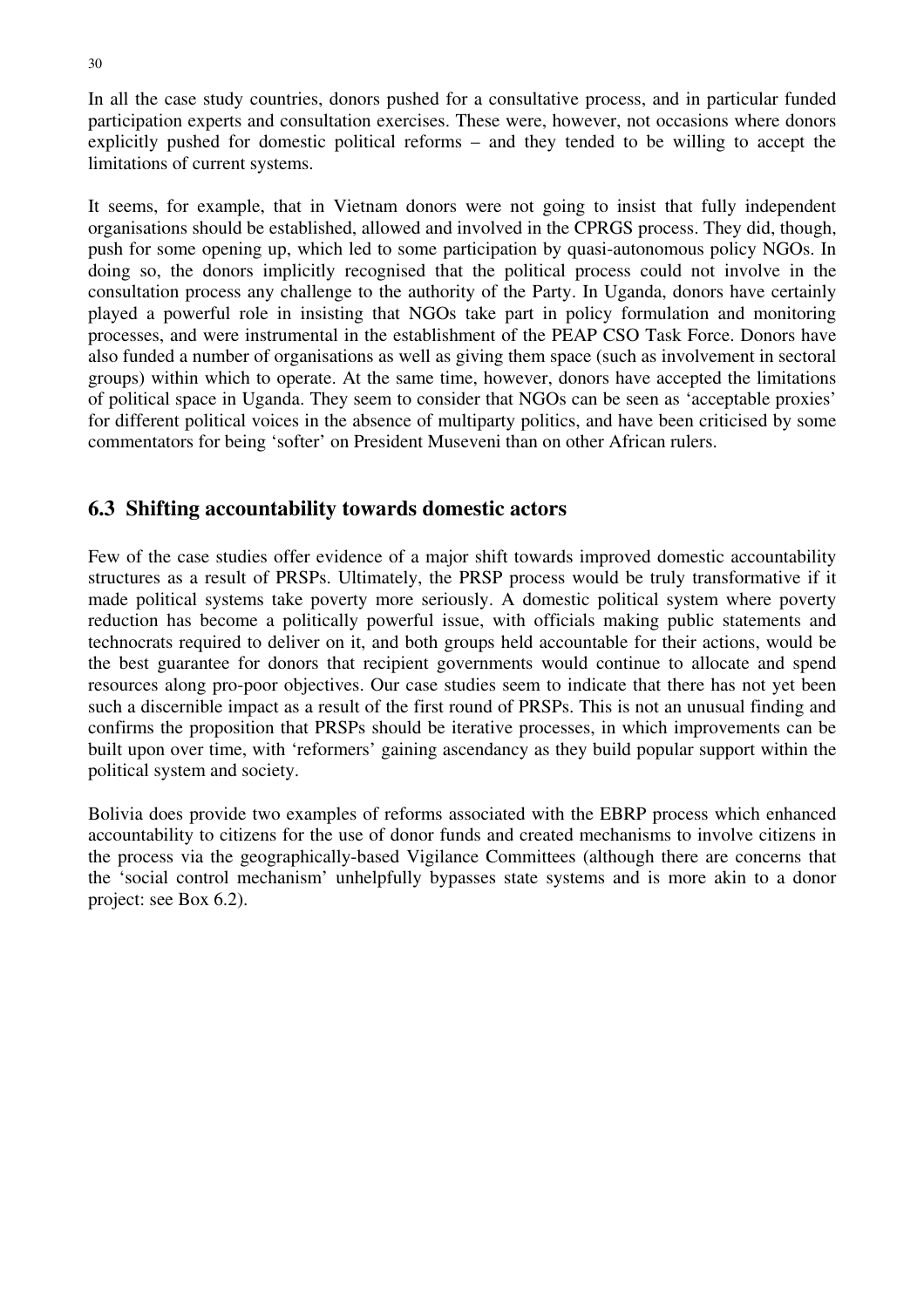In all the case study countries, donors pushed for a consultative process, and in particular funded participation experts and consultation exercises. These were, however, not occasions where donors explicitly pushed for domestic political reforms – and they tended to be willing to accept the limitations of current systems.

It seems, for example, that in Vietnam donors were not going to insist that fully independent organisations should be established, allowed and involved in the CPRGS process. They did, though, push for some opening up, which led to some participation by quasi-autonomous policy NGOs. In doing so, the donors implicitly recognised that the political process could not involve in the consultation process any challenge to the authority of the Party. In Uganda, donors have certainly played a powerful role in insisting that NGOs take part in policy formulation and monitoring processes, and were instrumental in the establishment of the PEAP CSO Task Force. Donors have also funded a number of organisations as well as giving them space (such as involvement in sectoral groups) within which to operate. At the same time, however, donors have accepted the limitations of political space in Uganda. They seem to consider that NGOs can be seen as 'acceptable proxies' for different political voices in the absence of multiparty politics, and have been criticised by some commentators for being 'softer' on President Museveni than on other African rulers.

## 6.3 Shifting accountability towards domestic actors

Few of the case studies offer evidence of a major shift towards improved domestic accountability structures as a result of PRSPs. Ultimately, the PRSP process would be truly transformative if it made political systems take poverty more seriously. A domestic political system where poverty reduction has become a politically powerful issue, with officials making public statements and technocrats required to deliver on it, and both groups held accountable for their actions, would be the best guarantee for donors that recipient governments would continue to allocate and spend resources along pro-poor objectives. Our case studies seem to indicate that there has not yet been such a discernible impact as a result of the first round of PRSPs. This is not an unusual finding and confirms the proposition that PRSPs should be iterative processes, in which improvements can be built upon over time, with 'reformers' gaining ascendancy as they build popular support within the political system and society.

Bolivia does provide two examples of reforms associated with the EBRP process which enhanced accountability to citizens for the use of donor funds and created mechanisms to involve citizens in the process via the geographically-based Vigilance Committees (although there are concerns that the 'social control mechanism' unhelpfully bypasses state systems and is more akin to a donor project: see Box 6.2).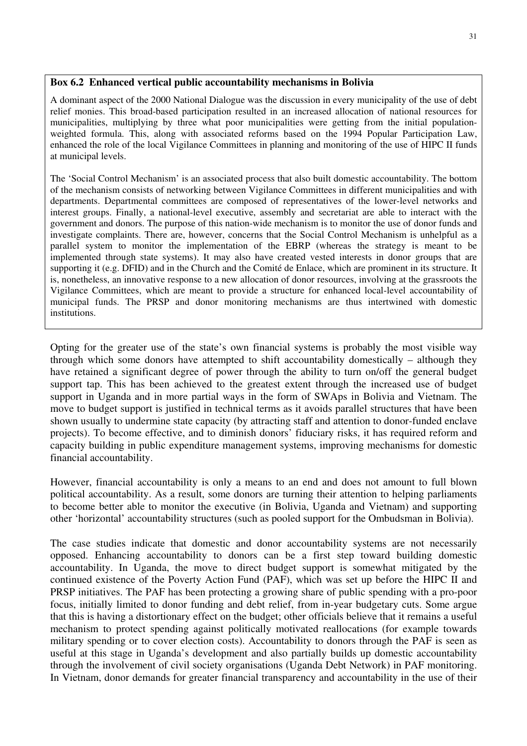**Box 6.2 Enhanced vertical public accountability mechanisms in Bolivia**

A dominant aspect of the 2000 National Dialogue was the discussion in every municipality of the use of debt relief monies. This broad-based participation resulted in an increased allocation of national resources for municipalities, multiplying by three what poor municipalities were getting from the initial population-weighted formula. This, along with associated reforms based on the 1994 Popular Participation Law, enhanced the role of the local Vigilance Committees in planning and monitoring of the use of HIPC II funds at municipal levels.

The 'Social Control Mechanism' is an associated process that also built domestic accountability. The bottom of the mechanism consists of networking between Vigilance Committees in different municipalities and with departments. Departmental committees are composed of representatives of the lower-level networks and interest groups. Finally, a national-level executive, assembly and secretariat are able to interact with the government and donors. The purpose of this nation-wide mechanism is to monitor the use of donor funds and investigate complaints. There are, however, concerns that the Social Control Mechanism is unhelpful as a parallel system to monitor the implementation of the EBRP (whereas the strategy is meant to be implemented through state systems). It may also have created vested interests in donor groups that are supporting it (e.g. DFID) and in the Church and the Comité de Enlace, which are prominent in its structure. It is, nonetheless, an innovative response to a new allocation of donor resources, involving at the grassroots the Vigilance Committees, which are meant to provide a structure for enhanced local-level accountability of municipal funds. The PRSP and donor monitoring mechanisms are thus intertwined with domestic institutions.

Opting for the greater use of the state's own financial systems is probably the most visible way through which some donors have attempted to shift accountability domestically – although they have retained a significant degree of power through the ability to turn on/off the general budget support tap. This has been achieved to the greatest extent through the increased use of budget support in Uganda and in more partial ways in the form of SWAps in Bolivia and Vietnam. The move to budget support is justified in technical terms as it avoids parallel structures that have been shown usually to undermine state capacity (by attracting staff and attention to donor-funded enclave projects). To become effective, and to diminish donors' fiduciary risks, it has required reform and capacity building in public expenditure management systems, improving mechanisms for domestic financial accountability.

However, financial accountability is only a means to an end and does not amount to full blown political accountability. As a result, some donors are turning their attention to helping parliaments to become better able to monitor the executive (in Bolivia, Uganda and Vietnam) and supporting other 'horizontal' accountability structures (such as pooled support for the Ombudsman in Bolivia).

The case studies indicate that domestic and donor accountability systems are not necessarily opposed. Enhancing accountability to donors can be a first step toward building domestic accountability. In Uganda, the move to direct budget support is somewhat mitigated by the continued existence of the Poverty Action Fund (PAF), which was set up before the HIPC II and PRSP initiatives. The PAF has been protecting a growing share of public spending with a pro-poor focus, initially limited to donor funding and debt relief, from in-year budgetary cuts. Some argue that this is having a distortionary effect on the budget; other officials believe that it remains a useful mechanism to protect spending against politically motivated reallocations (for example towards military spending or to cover election costs). Accountability to donors through the PAF is seen as useful at this stage in Uganda's development and also partially builds up domestic accountability through the involvement of civil society organisations (Uganda Debt Network) in PAF monitoring. In Vietnam, donor demands for greater financial transparency and accountability in the use of their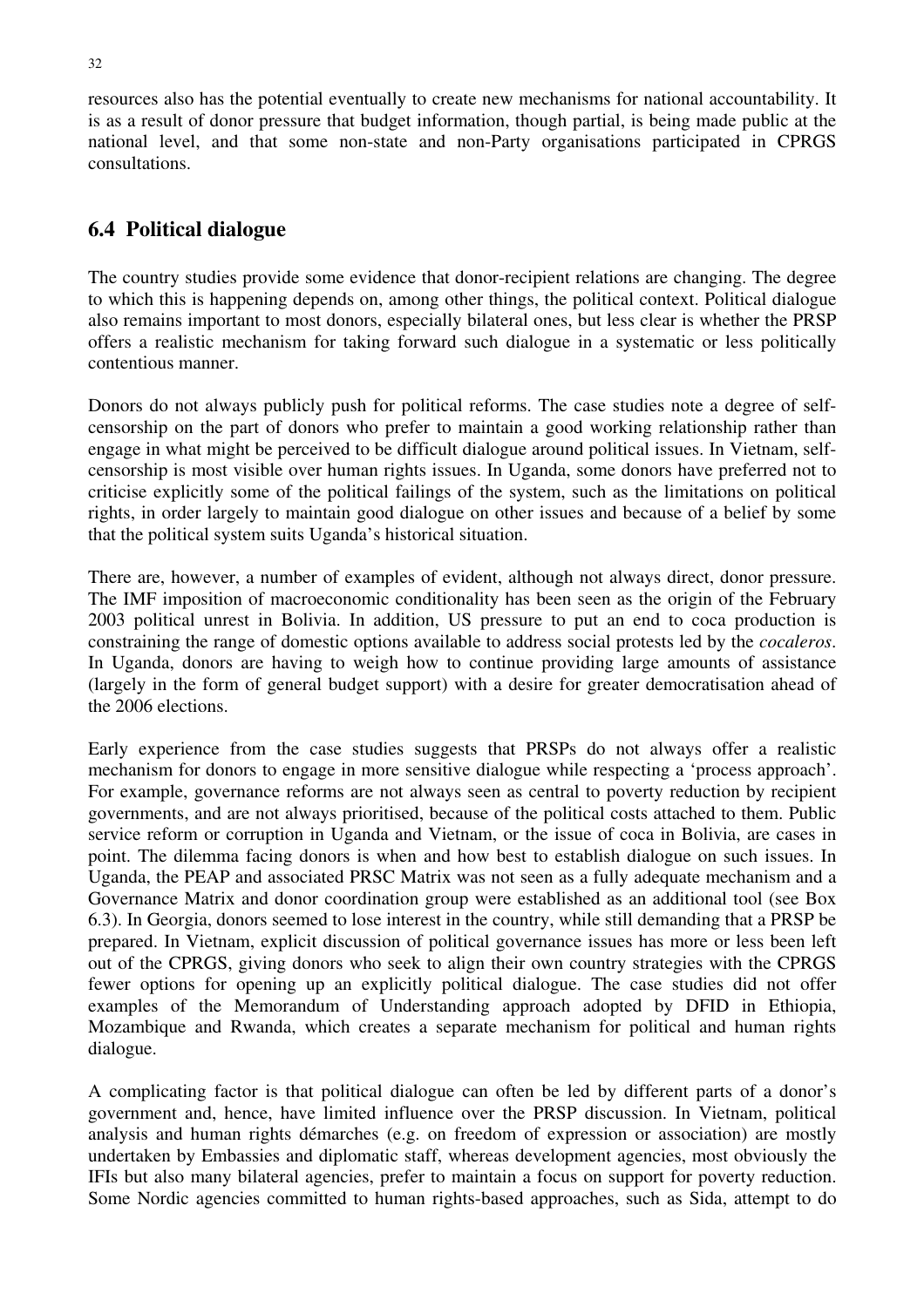resources also has the potential eventually to create new mechanisms for national accountability. It is as a result of donor pressure that budget information, though partial, is being made public at the national level, and that some non-state and non-Party organisations participated in CPRGS consultations.

## 6.4 Political dialogue

The country studies provide some evidence that donor-recipient relations are changing. The degree to which this is happening depends on, among other things, the political context. Political dialogue also remains important to most donors, especially bilateral ones, but less clear is whether the PRSP offers a realistic mechanism for taking forward such dialogue in a systematic or less politically contentious manner.

Donors do not always publicly push for political reforms. The case studies note a degree of self-censorship on the part of donors who prefer to maintain a good working relationship rather than engage in what might be perceived to be difficult dialogue around political issues. In Vietnam, self-censorship is most visible over human rights issues. In Uganda, some donors have preferred not to criticise explicitly some of the political failings of the system, such as the limitations on political rights, in order largely to maintain good dialogue on other issues and because of a belief by some that the political system suits Uganda's historical situation.

There are, however, a number of examples of evident, although not always direct, donor pressure. The IMF imposition of macroeconomic conditionality has been seen as the origin of the February 2003 political unrest in Bolivia. In addition, US pressure to put an end to coca production is constraining the range of domestic options available to address social protests led by the *cocaleros*. In Uganda, donors are having to weigh how to continue providing large amounts of assistance (largely in the form of general budget support) with a desire for greater democratisation ahead of the 2006 elections.

Early experience from the case studies suggests that PRSPs do not always offer a realistic mechanism for donors to engage in more sensitive dialogue while respecting a 'process approach'. For example, governance reforms are not always seen as central to poverty reduction by recipient governments, and are not always prioritised, because of the political costs attached to them. Public service reform or corruption in Uganda and Vietnam, or the issue of coca in Bolivia, are cases in point. The dilemma facing donors is when and how best to establish dialogue on such issues. In Uganda, the PEAP and associated PRSC Matrix was not seen as a fully adequate mechanism and a Governance Matrix and donor coordination group were established as an additional tool (see Box 6.3). In Georgia, donors seemed to lose interest in the country, while still demanding that a PRSP be prepared. In Vietnam, explicit discussion of political governance issues has more or less been left out of the CPRGS, giving donors who seek to align their own country strategies with the CPRGS fewer options for opening up an explicitly political dialogue. The case studies did not offer examples of the Memorandum of Understanding approach adopted by DFID in Ethiopia, Mozambique and Rwanda, which creates a separate mechanism for political and human rights dialogue.

A complicating factor is that political dialogue can often be led by different parts of a donor's government and, hence, have limited influence over the PRSP discussion. In Vietnam, political analysis and human rights démarches (e.g. on freedom of expression or association) are mostly undertaken by Embassies and diplomatic staff, whereas development agencies, most obviously the IFIs but also many bilateral agencies, prefer to maintain a focus on support for poverty reduction. Some Nordic agencies committed to human rights-based approaches, such as Sida, attempt to do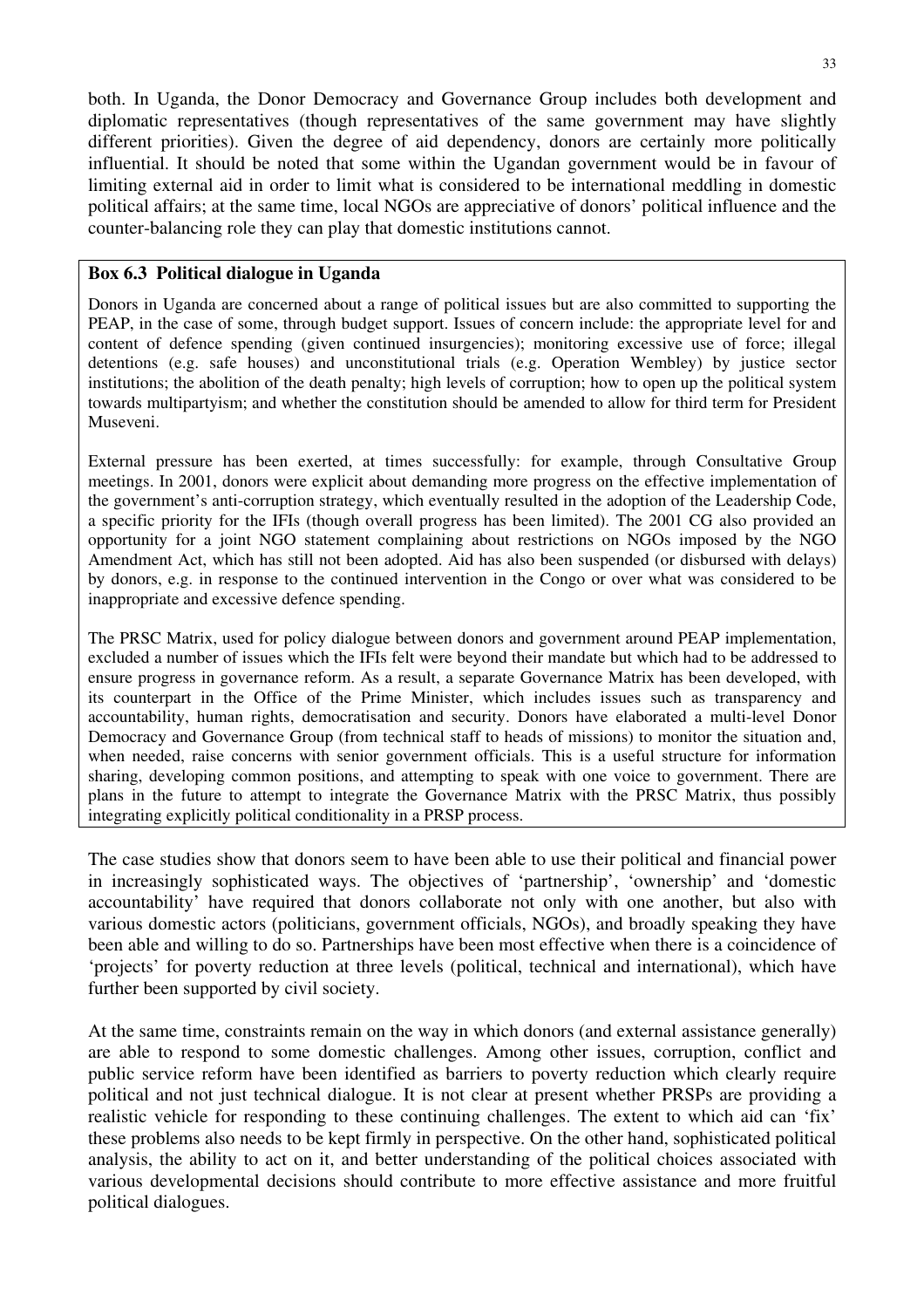both. In Uganda, the Donor Democracy and Governance Group includes both development and diplomatic representatives (though representatives of the same government may have slightly different priorities). Given the degree of aid dependency, donors are certainly more politically influential. It should be noted that some within the Ugandan government would be in favour of limiting external aid in order to limit what is considered to be international meddling in domestic political affairs; at the same time, local NGOs are appreciative of donors' political influence and the counter-balancing role they can play that domestic institutions cannot.

> **Box 6.3 Political dialogue in Uganda**
>
> Donors in Uganda are concerned about a range of political issues but are also committed to supporting the PEAP, in the case of some, through budget support. Issues of concern include: the appropriate level for and content of defence spending (given continued insurgencies); monitoring excessive use of force; illegal detentions (e.g. safe houses) and unconstitutional trials (e.g. Operation Wembley) by justice sector institutions; the abolition of the death penalty; high levels of corruption; how to open up the political system towards multipartyism; and whether the constitution should be amended to allow for third term for President Museveni.
>
> External pressure has been exerted, at times successfully: for example, through Consultative Group meetings. In 2001, donors were explicit about demanding more progress on the effective implementation of the government's anti-corruption strategy, which eventually resulted in the adoption of the Leadership Code, a specific priority for the IFIs (though overall progress has been limited). The 2001 CG also provided an opportunity for a joint NGO statement complaining about restrictions on NGOs imposed by the NGO Amendment Act, which has still not been adopted. Aid has also been suspended (or disbursed with delays) by donors, e.g. in response to the continued intervention in the Congo or over what was considered to be inappropriate and excessive defence spending.
>
> The PRSC Matrix, used for policy dialogue between donors and government around PEAP implementation, excluded a number of issues which the IFIs felt were beyond their mandate but which had to be addressed to ensure progress in governance reform. As a result, a separate Governance Matrix has been developed, with its counterpart in the Office of the Prime Minister, which includes issues such as transparency and accountability, human rights, democratisation and security. Donors have elaborated a multi-level Donor Democracy and Governance Group (from technical staff to heads of missions) to monitor the situation and, when needed, raise concerns with senior government officials. This is a useful structure for information sharing, developing common positions, and attempting to speak with one voice to government. There are plans in the future to attempt to integrate the Governance Matrix with the PRSC Matrix, thus possibly integrating explicitly political conditionality in a PRSP process.

The case studies show that donors seem to have been able to use their political and financial power in increasingly sophisticated ways. The objectives of 'partnership', 'ownership' and 'domestic accountability' have required that donors collaborate not only with one another, but also with various domestic actors (politicians, government officials, NGOs), and broadly speaking they have been able and willing to do so. Partnerships have been most effective when there is a coincidence of 'projects' for poverty reduction at three levels (political, technical and international), which have further been supported by civil society.

At the same time, constraints remain on the way in which donors (and external assistance generally) are able to respond to some domestic challenges. Among other issues, corruption, conflict and public service reform have been identified as barriers to poverty reduction which clearly require political and not just technical dialogue. It is not clear at present whether PRSPs are providing a realistic vehicle for responding to these continuing challenges. The extent to which aid can 'fix' these problems also needs to be kept firmly in perspective. On the other hand, sophisticated political analysis, the ability to act on it, and better understanding of the political choices associated with various developmental decisions should contribute to more effective assistance and more fruitful political dialogues.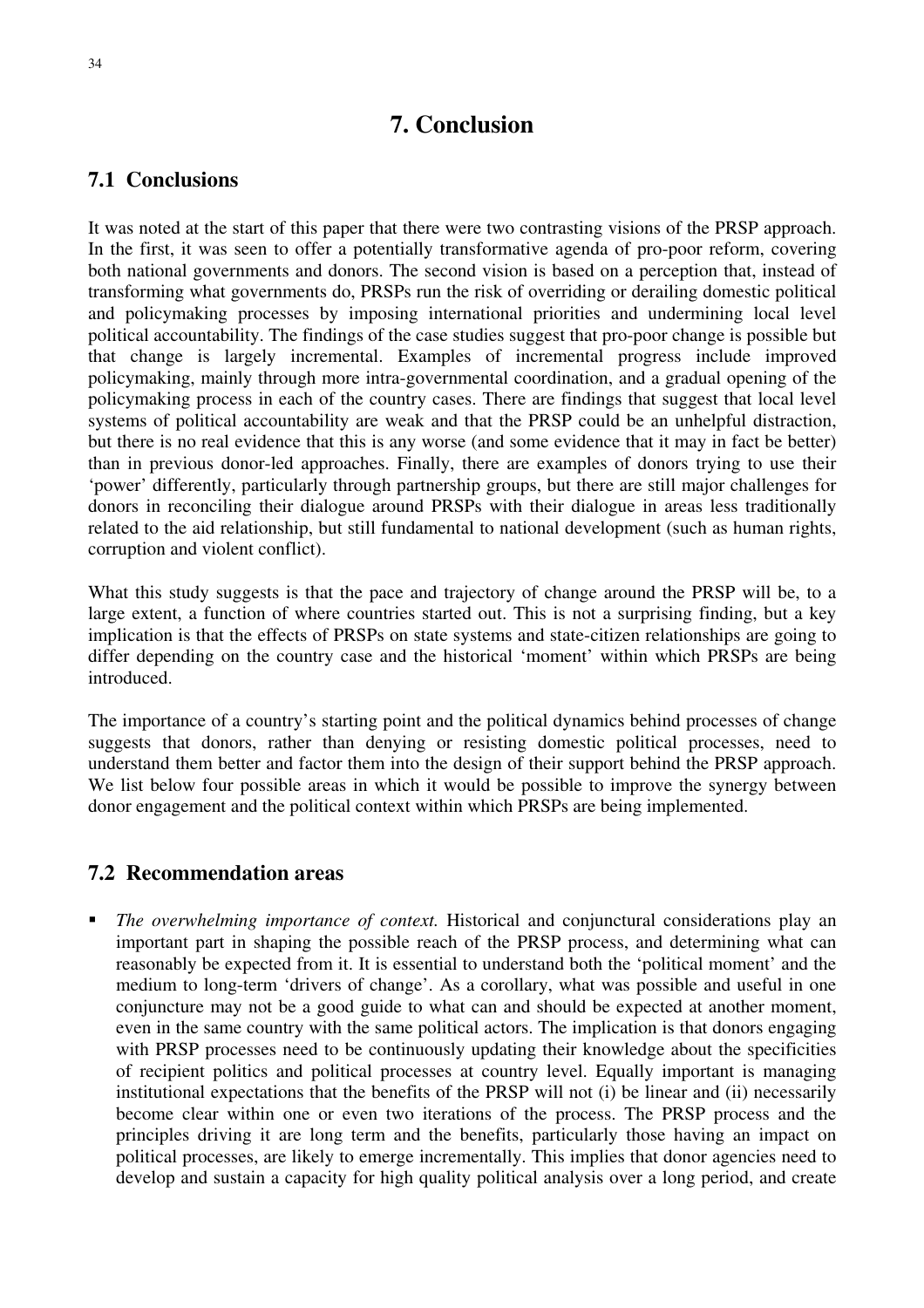# 7. Conclusion

## 7.1 Conclusions

It was noted at the start of this paper that there were two contrasting visions of the PRSP approach. In the first, it was seen to offer a potentially transformative agenda of pro-poor reform, covering both national governments and donors. The second vision is based on a perception that, instead of transforming what governments do, PRSPs run the risk of overriding or derailing domestic political and policymaking processes by imposing international priorities and undermining local level political accountability. The findings of the case studies suggest that pro-poor change is possible but that change is largely incremental. Examples of incremental progress include improved policymaking, mainly through more intra-governmental coordination, and a gradual opening of the policymaking process in each of the country cases. There are findings that suggest that local level systems of political accountability are weak and that the PRSP could be an unhelpful distraction, but there is no real evidence that this is any worse (and some evidence that it may in fact be better) than in previous donor-led approaches. Finally, there are examples of donors trying to use their 'power' differently, particularly through partnership groups, but there are still major challenges for donors in reconciling their dialogue around PRSPs with their dialogue in areas less traditionally related to the aid relationship, but still fundamental to national development (such as human rights, corruption and violent conflict).

What this study suggests is that the pace and trajectory of change around the PRSP will be, to a large extent, a function of where countries started out. This is not a surprising finding, but a key implication is that the effects of PRSPs on state systems and state-citizen relationships are going to differ depending on the country case and the historical 'moment' within which PRSPs are being introduced.

The importance of a country's starting point and the political dynamics behind processes of change suggests that donors, rather than denying or resisting domestic political processes, need to understand them better and factor them into the design of their support behind the PRSP approach. We list below four possible areas in which it would be possible to improve the synergy between donor engagement and the political context within which PRSPs are being implemented.

## 7.2 Recommendation areas

- *The overwhelming importance of context.* Historical and conjunctural considerations play an important part in shaping the possible reach of the PRSP process, and determining what can reasonably be expected from it. It is essential to understand both the 'political moment' and the medium to long-term 'drivers of change'. As a corollary, what was possible and useful in one conjuncture may not be a good guide to what can and should be expected at another moment, even in the same country with the same political actors. The implication is that donors engaging with PRSP processes need to be continuously updating their knowledge about the specificities of recipient politics and political processes at country level. Equally important is managing institutional expectations that the benefits of the PRSP will not (i) be linear and (ii) necessarily become clear within one or even two iterations of the process. The PRSP process and the principles driving it are long term and the benefits, particularly those having an impact on political processes, are likely to emerge incrementally. This implies that donor agencies need to develop and sustain a capacity for high quality political analysis over a long period, and create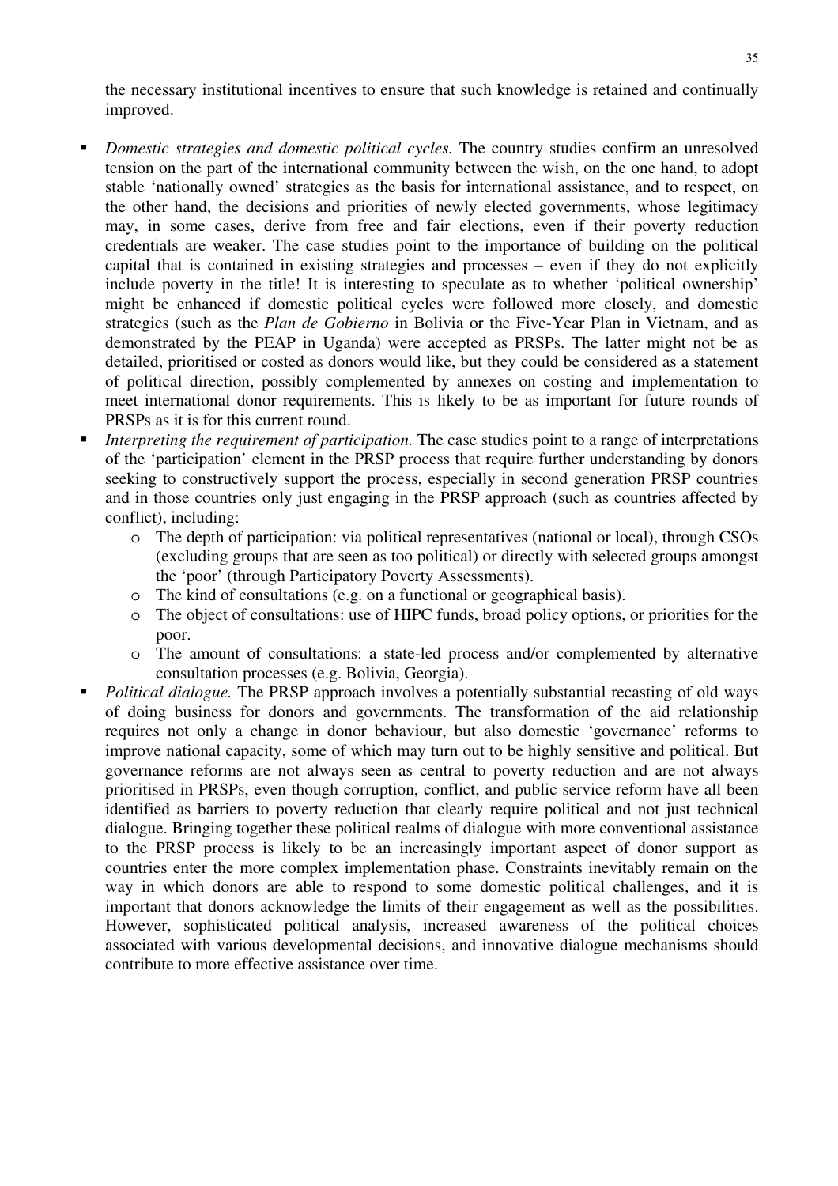the necessary institutional incentives to ensure that such knowledge is retained and continually improved.

- *Domestic strategies and domestic political cycles.* The country studies confirm an unresolved tension on the part of the international community between the wish, on the one hand, to adopt stable 'nationally owned' strategies as the basis for international assistance, and to respect, on the other hand, the decisions and priorities of newly elected governments, whose legitimacy may, in some cases, derive from free and fair elections, even if their poverty reduction credentials are weaker. The case studies point to the importance of building on the political capital that is contained in existing strategies and processes – even if they do not explicitly include poverty in the title! It is interesting to speculate as to whether 'political ownership' might be enhanced if domestic political cycles were followed more closely, and domestic strategies (such as the *Plan de Gobierno* in Bolivia or the Five-Year Plan in Vietnam, and as demonstrated by the PEAP in Uganda) were accepted as PRSPs. The latter might not be as detailed, prioritised or costed as donors would like, but they could be considered as a statement of political direction, possibly complemented by annexes on costing and implementation to meet international donor requirements. This is likely to be as important for future rounds of PRSPs as it is for this current round.
- *Interpreting the requirement of participation.* The case studies point to a range of interpretations of the 'participation' element in the PRSP process that require further understanding by donors seeking to constructively support the process, especially in second generation PRSP countries and in those countries only just engaging in the PRSP approach (such as countries affected by conflict), including:
  - The depth of participation: via political representatives (national or local), through CSOs (excluding groups that are seen as too political) or directly with selected groups amongst the 'poor' (through Participatory Poverty Assessments).
  - The kind of consultations (e.g. on a functional or geographical basis).
  - The object of consultations: use of HIPC funds, broad policy options, or priorities for the poor.
  - The amount of consultations: a state-led process and/or complemented by alternative consultation processes (e.g. Bolivia, Georgia).
- *Political dialogue.* The PRSP approach involves a potentially substantial recasting of old ways of doing business for donors and governments. The transformation of the aid relationship requires not only a change in donor behaviour, but also domestic 'governance' reforms to improve national capacity, some of which may turn out to be highly sensitive and political. But governance reforms are not always seen as central to poverty reduction and are not always prioritised in PRSPs, even though corruption, conflict, and public service reform have all been identified as barriers to poverty reduction that clearly require political and not just technical dialogue. Bringing together these political realms of dialogue with more conventional assistance to the PRSP process is likely to be an increasingly important aspect of donor support as countries enter the more complex implementation phase. Constraints inevitably remain on the way in which donors are able to respond to some domestic political challenges, and it is important that donors acknowledge the limits of their engagement as well as the possibilities. However, sophisticated political analysis, increased awareness of the political choices associated with various developmental decisions, and innovative dialogue mechanisms should contribute to more effective assistance over time.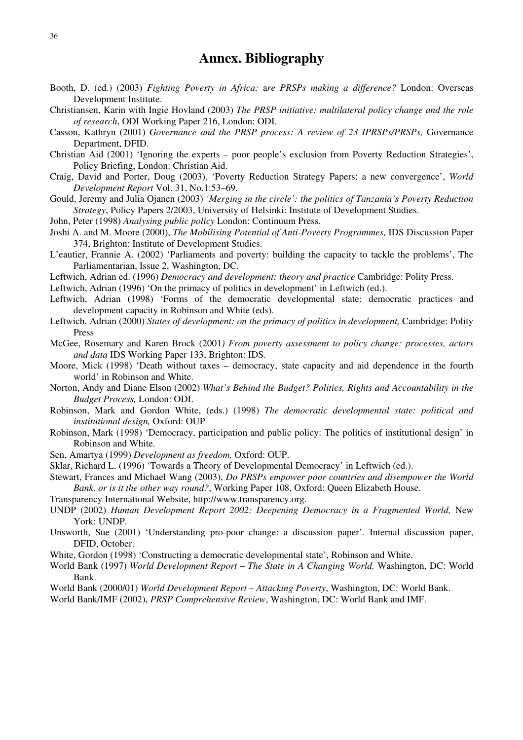# Annex. Bibliography

Booth, D. (ed.) (2003) *Fighting Poverty in Africa:* a*re PRSPs making a difference?* London: Overseas Development Institute.

Christiansen, Karin with Ingie Hovland (2003) *The PRSP initiative: multilateral policy change and the role of research*, ODI Working Paper 216, London: ODI.

Casson, Kathryn (2001) *Governance and the PRSP process: A review of 23 IPRSPs/PRSPs,* Governance Department, DFID.

Christian Aid (2001) 'Ignoring the experts – poor people's exclusion from Poverty Reduction Strategies', Policy Briefing, London: Christian Aid.

Craig, David and Porter, Doug (2003), 'Poverty Reduction Strategy Papers: a new convergence', *World Development Report* Vol. 31, No.1:53–69.

Gould, Jeremy and Julia Ojanen (2003) *'Merging in the circle': the politics of Tanzania's Poverty Reduction Strategy*, Policy Papers 2/2003, University of Helsinki: Institute of Development Studies.

John, Peter (1998) *Analysing public policy* London: Continuum Press.

Joshi A. and M. Moore (2000), *The Mobilising Potential of Anti-Poverty Programmes,* IDS Discussion Paper 374, Brighton: Institute of Development Studies.

L'eautier, Frannie A. (2002) 'Parliaments and poverty: building the capacity to tackle the problems', The Parliamentarian, Issue 2, Washington, DC.

Leftwich, Adrian ed. (1996) *Democracy and development: theory and practice* Cambridge: Polity Press.

Leftwich, Adrian (1996) 'On the primacy of politics in development' in Leftwich (ed.).

Leftwich, Adrian (1998) 'Forms of the democratic developmental state: democratic practices and development capacity in Robinson and White (eds).

Leftwich, Adrian (2000) *States of development: on the primacy of politics in development,* Cambridge: Polity Press

McGee, Rosemary and Karen Brock (2001*) From poverty assessment to policy change: processes, actors and data* IDS Working Paper 133, Brighton: IDS.

Moore, Mick (1998) 'Death without taxes – democracy, state capacity and aid dependence in the fourth world' in Robinson and White.

Norton, Andy and Diane Elson (2002) *What's Behind the Budget? Politics, Rights and Accountability in the Budget Process,* London: ODI.

Robinson, Mark and Gordon White, (eds.) (1998) *The democratic developmental state: political and institutional design,* Oxford: OUP

Robinson, Mark (1998) 'Democracy, participation and public policy: The politics of institutional design' in Robinson and White.

Sen, Amartya (1999) *Development as freedom,* Oxford: OUP.

Sklar, Richard L. (1996) 'Towards a Theory of Developmental Democracy' in Leftwich (ed.).

Stewart, Frances and Michael Wang (2003), *Do PRSPs empower poor countries and disempower the World Bank, or is it the other way round?*, Working Paper 108, Oxford: Queen Elizabeth House.

Transparency International Website, http://www.transparency.org.

UNDP (2002) *Human Development Report 2002: Deepening Democracy in a Fragmented World,* New York: UNDP.

Unsworth, Sue (2001) 'Understanding pro-poor change: a discussion paper'. Internal discussion paper, DFID, October.

White, Gordon (1998) 'Constructing a democratic developmental state', Robinson and White.

World Bank (1997) *World Development Report – The State in A Changing World,* Washington, DC: World Bank.

World Bank (2000/01) *World Development Report – Attacking Poverty*, Washington, DC: World Bank.

World Bank/IMF (2002), *PRSP Comprehensive Review*, Washington, DC: World Bank and IMF.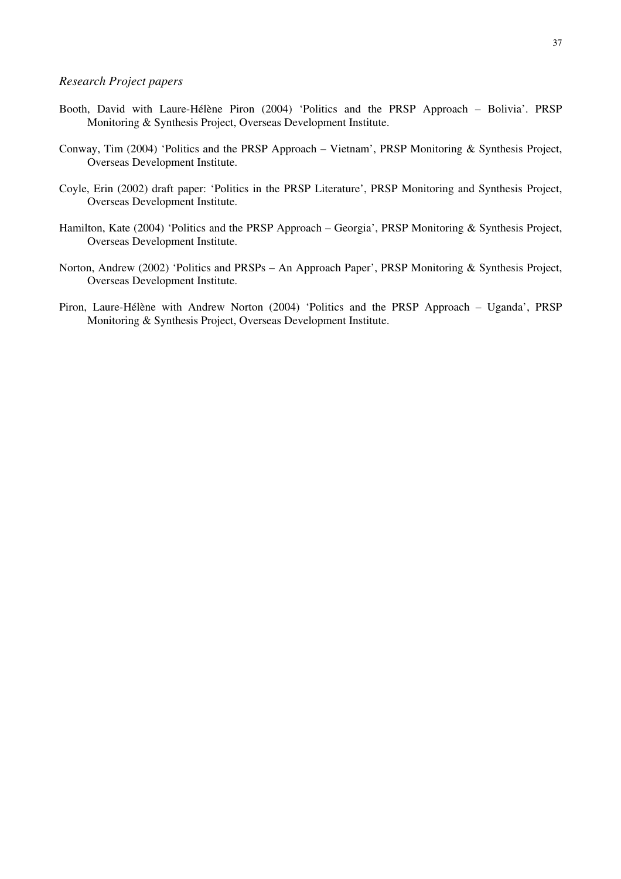*Research Project papers*

Booth, David with Laure-Hélène Piron (2004) 'Politics and the PRSP Approach – Bolivia'. PRSP Monitoring & Synthesis Project, Overseas Development Institute.

Conway, Tim (2004) 'Politics and the PRSP Approach – Vietnam', PRSP Monitoring & Synthesis Project, Overseas Development Institute.

Coyle, Erin (2002) draft paper: 'Politics in the PRSP Literature', PRSP Monitoring and Synthesis Project, Overseas Development Institute.

Hamilton, Kate (2004) 'Politics and the PRSP Approach – Georgia', PRSP Monitoring & Synthesis Project, Overseas Development Institute.

Norton, Andrew (2002) 'Politics and PRSPs – An Approach Paper', PRSP Monitoring & Synthesis Project, Overseas Development Institute.

Piron, Laure-Hélène with Andrew Norton (2004) 'Politics and the PRSP Approach – Uganda', PRSP Monitoring & Synthesis Project, Overseas Development Institute.